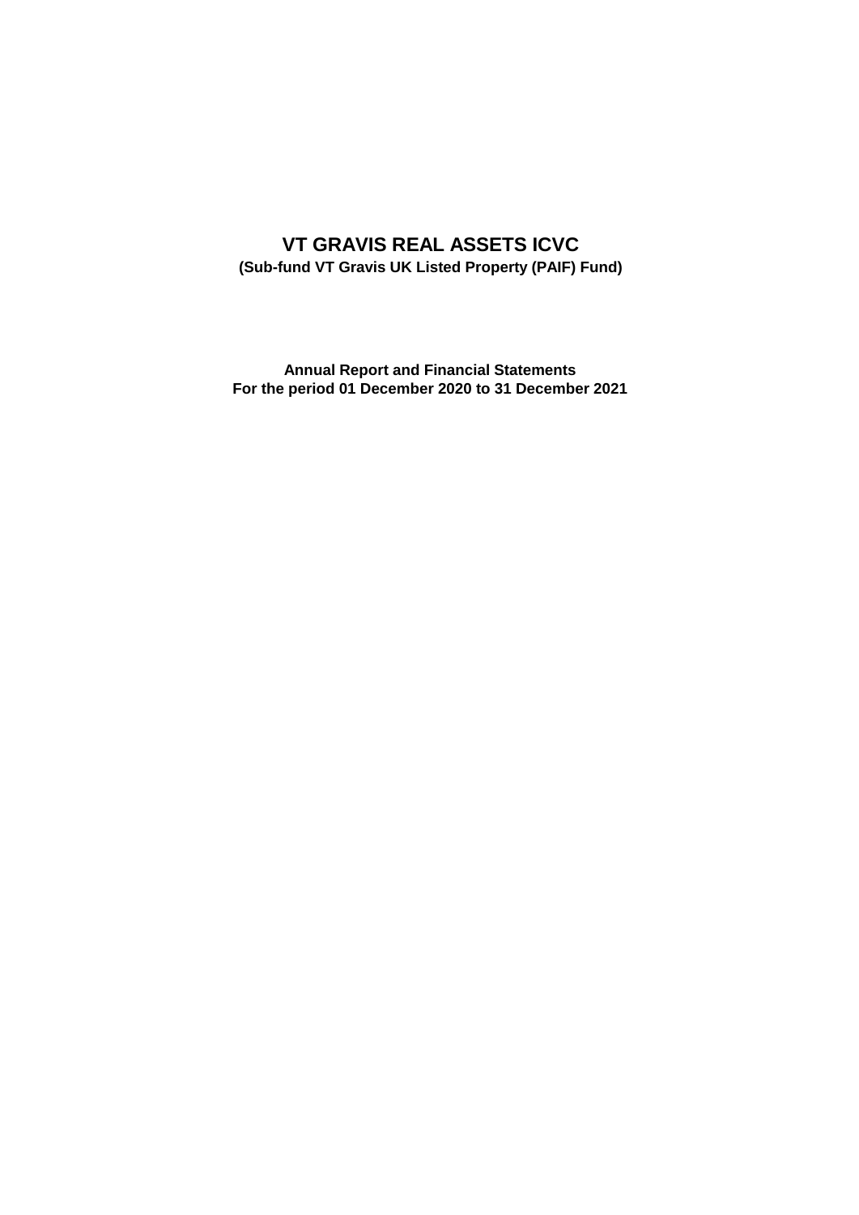# VT GRAVIS REAL ASSETS ICVC

**(Sub-fund VT Gravis UK Listed Property (PAIF) Fund)**

**Annual Report and Financial Statements**
**For the period 01 December 2020 to 31 December 2021**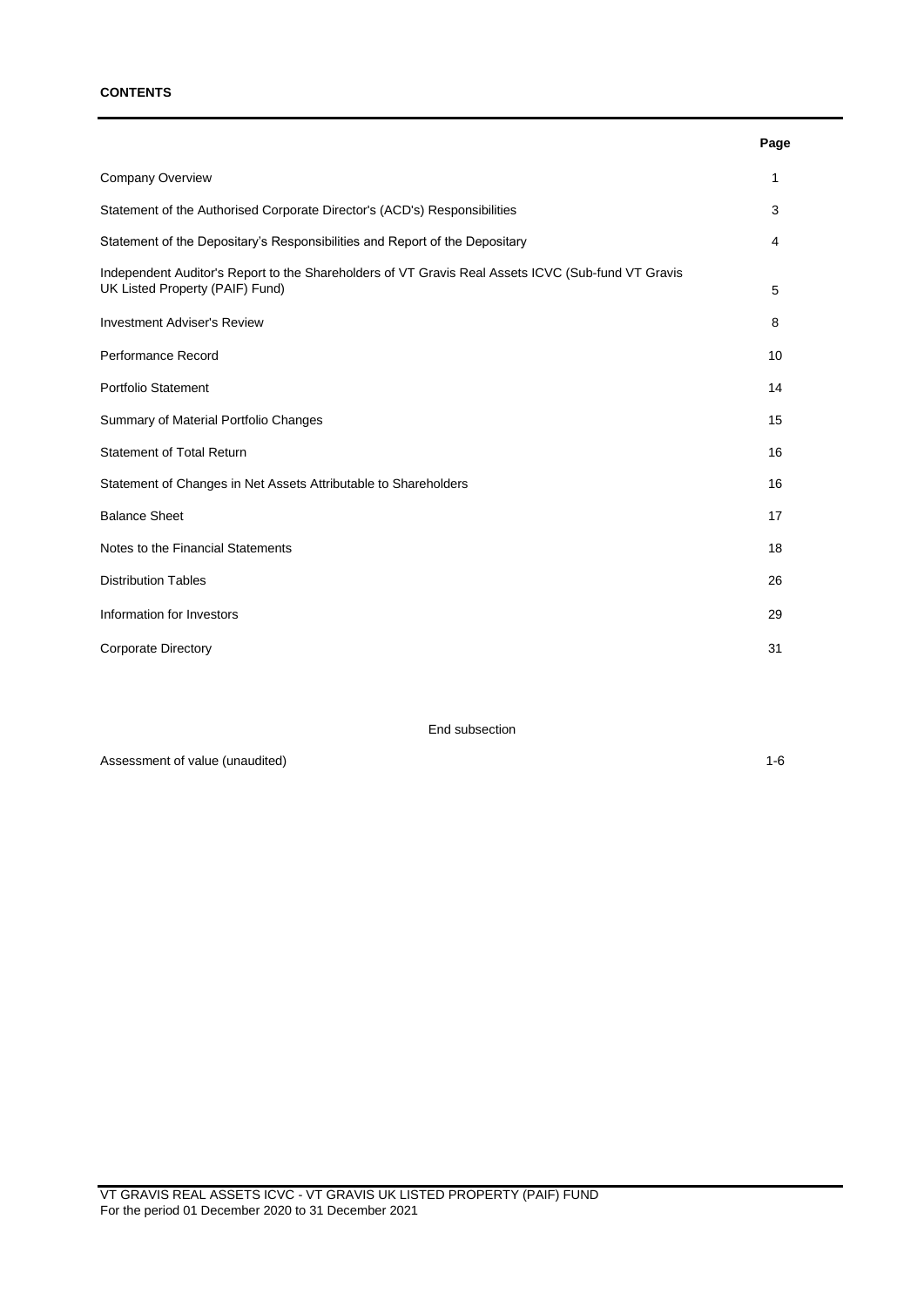**CONTENTS**

| | Page |
|---|---|
| Company Overview | 1 |
| Statement of the Authorised Corporate Director's (ACD's) Responsibilities | 3 |
| Statement of the Depositary's Responsibilities and Report of the Depositary | 4 |
| Independent Auditor's Report to the Shareholders of VT Gravis Real Assets ICVC (Sub-fund VT Gravis UK Listed Property (PAIF) Fund) | 5 |
| Investment Adviser's Review | 8 |
| Performance Record | 10 |
| Portfolio Statement | 14 |
| Summary of Material Portfolio Changes | 15 |
| Statement of Total Return | 16 |
| Statement of Changes in Net Assets Attributable to Shareholders | 16 |
| Balance Sheet | 17 |
| Notes to the Financial Statements | 18 |
| Distribution Tables | 26 |
| Information for Investors | 29 |
| Corporate Directory | 31 |

End subsection

| | |
|---|---|
| Assessment of value (unaudited) | 1-6 |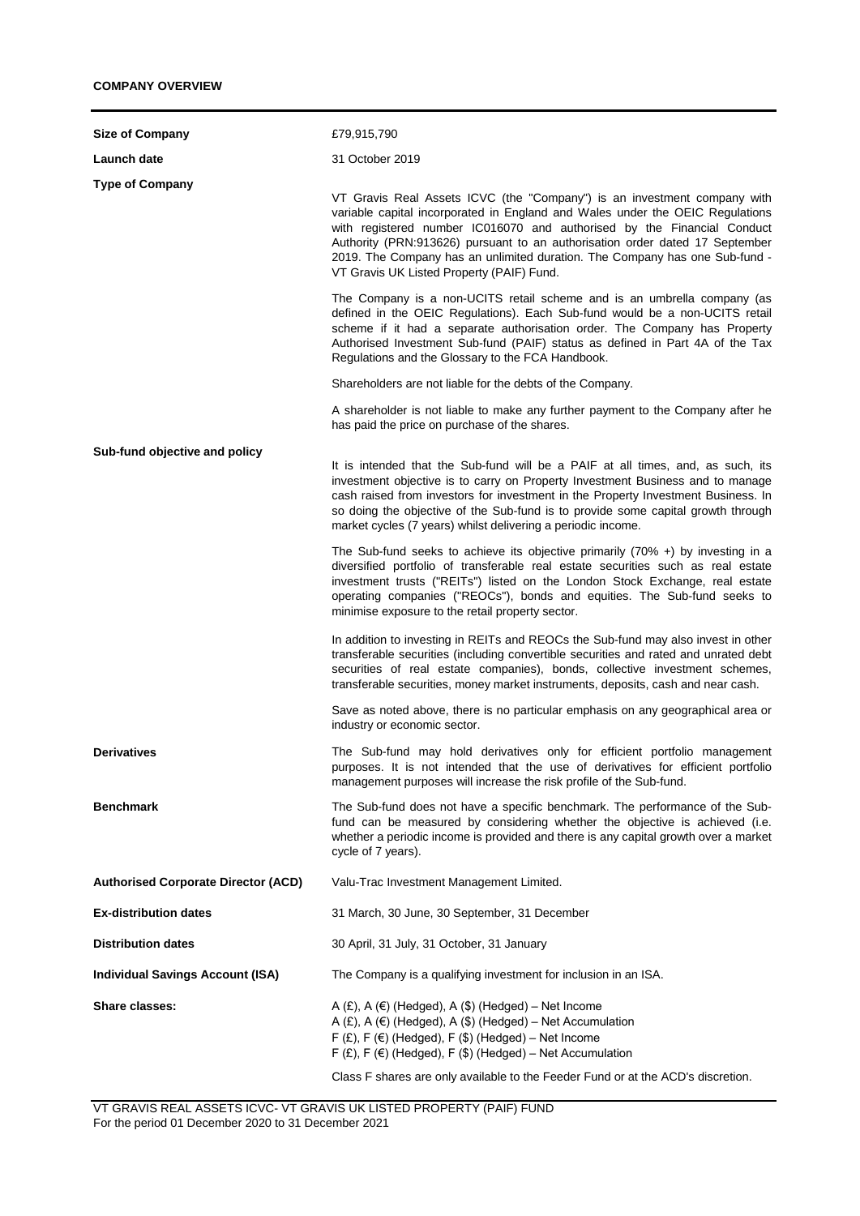## COMPANY OVERVIEW

| | |
|---|---|
| **Size of Company** | £79,915,790 |
| **Launch date** | 31 October 2019 |
| **Type of Company** | VT Gravis Real Assets ICVC (the "Company") is an investment company with variable capital incorporated in England and Wales under the OEIC Regulations with registered number IC016070 and authorised by the Financial Conduct Authority (PRN:913626) pursuant to an authorisation order dated 17 September 2019. The Company has an unlimited duration. The Company has one Sub-fund - VT Gravis UK Listed Property (PAIF) Fund.<br><br>The Company is a non-UCITS retail scheme and is an umbrella company (as defined in the OEIC Regulations). Each Sub-fund would be a non-UCITS retail scheme if it had a separate authorisation order. The Company has Property Authorised Investment Sub-fund (PAIF) status as defined in Part 4A of the Tax Regulations and the Glossary to the FCA Handbook.<br><br>Shareholders are not liable for the debts of the Company.<br><br>A shareholder is not liable to make any further payment to the Company after he has paid the price on purchase of the shares. |
| **Sub-fund objective and policy** | It is intended that the Sub-fund will be a PAIF at all times, and, as such, its investment objective is to carry on Property Investment Business and to manage cash raised from investors for investment in the Property Investment Business. In so doing the objective of the Sub-fund is to provide some capital growth through market cycles (7 years) whilst delivering a periodic income.<br><br>The Sub-fund seeks to achieve its objective primarily (70% +) by investing in a diversified portfolio of transferable real estate securities such as real estate investment trusts ("REITs") listed on the London Stock Exchange, real estate operating companies ("REOCs"), bonds and equities. The Sub-fund seeks to minimise exposure to the retail property sector.<br><br>In addition to investing in REITs and REOCs the Sub-fund may also invest in other transferable securities (including convertible securities and rated and unrated debt securities of real estate companies), bonds, collective investment schemes, transferable securities, money market instruments, deposits, cash and near cash.<br><br>Save as noted above, there is no particular emphasis on any geographical area or industry or economic sector. |
| **Derivatives** | The Sub-fund may hold derivatives only for efficient portfolio management purposes. It is not intended that the use of derivatives for efficient portfolio management purposes will increase the risk profile of the Sub-fund. |
| **Benchmark** | The Sub-fund does not have a specific benchmark. The performance of the Sub-fund can be measured by considering whether the objective is achieved (i.e. whether a periodic income is provided and there is any capital growth over a market cycle of 7 years). |
| **Authorised Corporate Director (ACD)** | Valu-Trac Investment Management Limited. |
| **Ex-distribution dates** | 31 March, 30 June, 30 September, 31 December |
| **Distribution dates** | 30 April, 31 July, 31 October, 31 January |
| **Individual Savings Account (ISA)** | The Company is a qualifying investment for inclusion in an ISA. |
| **Share classes:** | A (£), A (€) (Hedged), A ($) (Hedged) – Net Income<br>A (£), A (€) (Hedged), A ($) (Hedged) – Net Accumulation<br>F (£), F (€) (Hedged), F ($) (Hedged) – Net Income<br>F (£), F (€) (Hedged), F ($) (Hedged) – Net Accumulation<br><br>Class F shares are only available to the Feeder Fund or at the ACD's discretion. |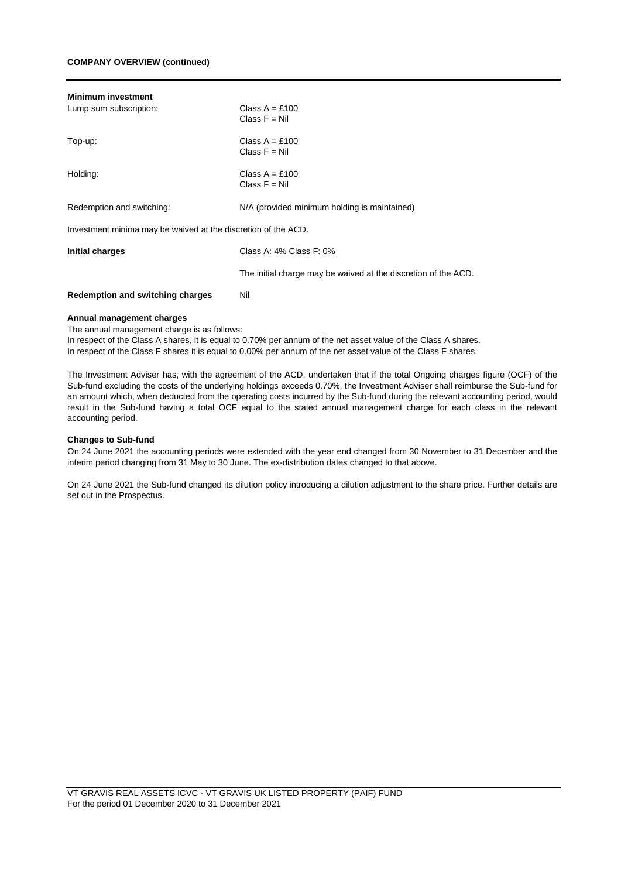**COMPANY OVERVIEW (continued)**

**Minimum investment**

| | |
|---|---|
| Lump sum subscription: | Class A = £100<br>Class F = Nil |
| Top-up: | Class A = £100<br>Class F = Nil |
| Holding: | Class A = £100<br>Class F = Nil |
| Redemption and switching: | N/A (provided minimum holding is maintained) |

Investment minima may be waived at the discretion of the ACD.

| | |
|---|---|
| **Initial charges** | Class A: 4% Class F: 0% |
| | The initial charge may be waived at the discretion of the ACD. |
| **Redemption and switching charges** | Nil |

**Annual management charges**

The annual management charge is as follows:
In respect of the Class A shares, it is equal to 0.70% per annum of the net asset value of the Class A shares.
In respect of the Class F shares it is equal to 0.00% per annum of the net asset value of the Class F shares.

The Investment Adviser has, with the agreement of the ACD, undertaken that if the total Ongoing charges figure (OCF) of the Sub-fund excluding the costs of the underlying holdings exceeds 0.70%, the Investment Adviser shall reimburse the Sub-fund for an amount which, when deducted from the operating costs incurred by the Sub-fund during the relevant accounting period, would result in the Sub-fund having a total OCF equal to the stated annual management charge for each class in the relevant accounting period.

**Changes to Sub-fund**

On 24 June 2021 the accounting periods were extended with the year end changed from 30 November to 31 December and the interim period changing from 31 May to 30 June. The ex-distribution dates changed to that above.

On 24 June 2021 the Sub-fund changed its dilution policy introducing a dilution adjustment to the share price. Further details are set out in the Prospectus.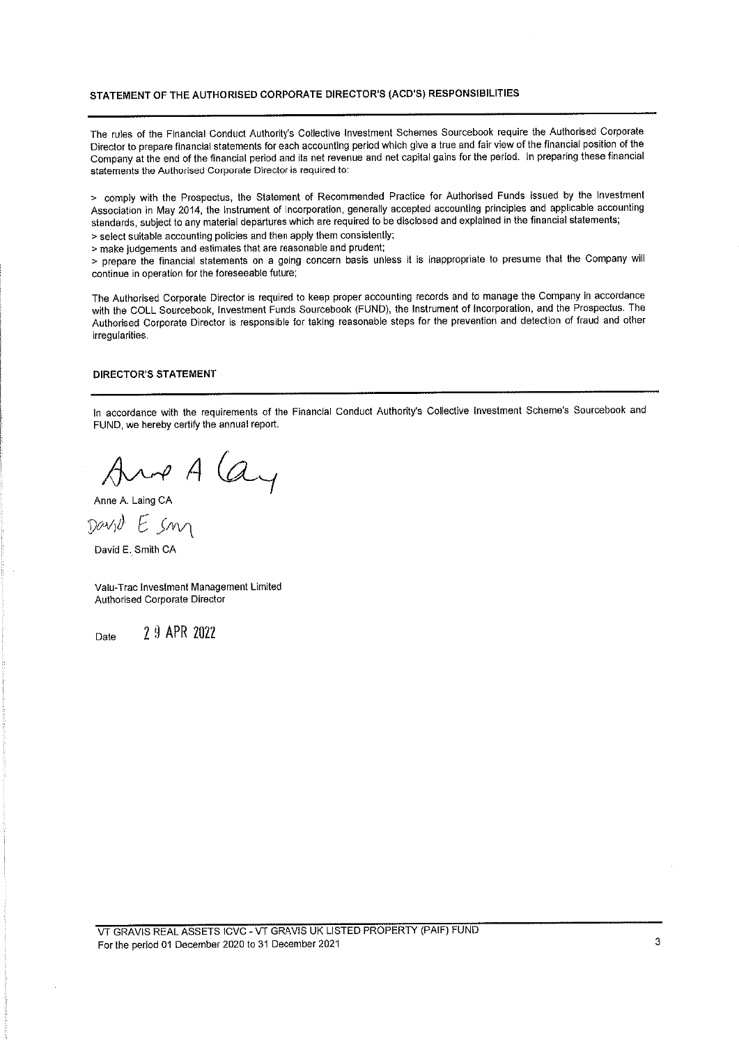## STATEMENT OF THE AUTHORISED CORPORATE DIRECTOR'S (ACD'S) RESPONSIBILITIES

The rules of the Financial Conduct Authority's Collective Investment Schemes Sourcebook require the Authorised Corporate Director to prepare financial statements for each accounting period which give a true and fair view of the financial position of the Company at the end of the financial period and its net revenue and net capital gains for the period. In preparing these financial statements the Authorised Corporate Director is required to:

> comply with the Prospectus, the Statement of Recommended Practice for Authorised Funds issued by the Investment Association in May 2014, the Instrument of Incorporation, generally accepted accounting principles and applicable accounting standards, subject to any material departures which are required to be disclosed and explained in the financial statements;

> select suitable accounting policies and then apply them consistently;

> make judgements and estimates that are reasonable and prudent;

> prepare the financial statements on a going concern basis unless it is inappropriate to presume that the Company will continue in operation for the foreseeable future;

The Authorised Corporate Director is required to keep proper accounting records and to manage the Company in accordance with the COLL Sourcebook, Investment Funds Sourcebook (FUND), the Instrument of Incorporation, and the Prospectus. The Authorised Corporate Director is responsible for taking reasonable steps for the prevention and detection of fraud and other irregularities.

## DIRECTOR'S STATEMENT

In accordance with the requirements of the Financial Conduct Authority's Collective Investment Scheme's Sourcebook and FUND, we hereby certify the annual report.

Anne A. Laing CA

David E. Smith CA

Valu-Trac Investment Management Limited
Authorised Corporate Director

Date 29 APR 2022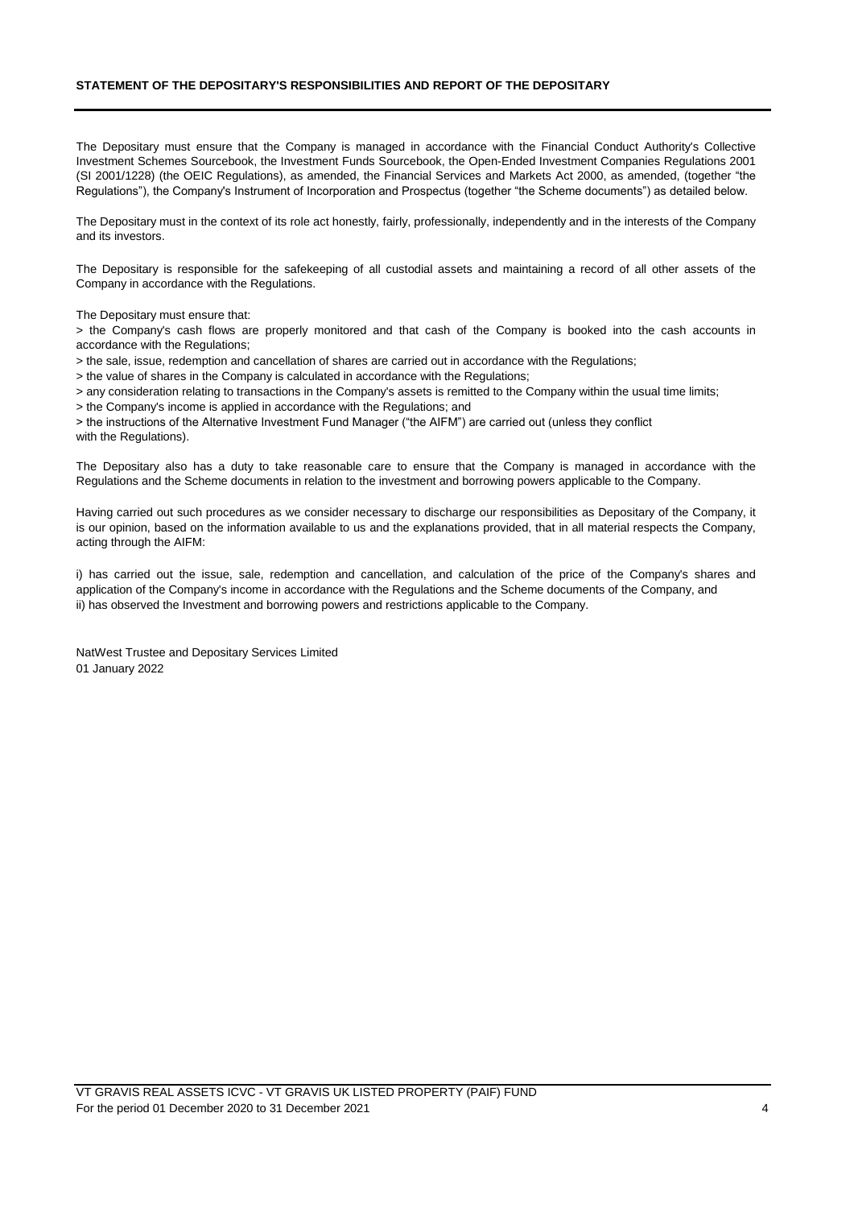## STATEMENT OF THE DEPOSITARY'S RESPONSIBILITIES AND REPORT OF THE DEPOSITARY

The Depositary must ensure that the Company is managed in accordance with the Financial Conduct Authority's Collective Investment Schemes Sourcebook, the Investment Funds Sourcebook, the Open-Ended Investment Companies Regulations 2001 (SI 2001/1228) (the OEIC Regulations), as amended, the Financial Services and Markets Act 2000, as amended, (together "the Regulations"), the Company's Instrument of Incorporation and Prospectus (together "the Scheme documents") as detailed below.

The Depositary must in the context of its role act honestly, fairly, professionally, independently and in the interests of the Company and its investors.

The Depositary is responsible for the safekeeping of all custodial assets and maintaining a record of all other assets of the Company in accordance with the Regulations.

The Depositary must ensure that:

> the Company's cash flows are properly monitored and that cash of the Company is booked into the cash accounts in accordance with the Regulations;
> the sale, issue, redemption and cancellation of shares are carried out in accordance with the Regulations;
> the value of shares in the Company is calculated in accordance with the Regulations;
> any consideration relating to transactions in the Company's assets is remitted to the Company within the usual time limits;
> the Company's income is applied in accordance with the Regulations; and
> the instructions of the Alternative Investment Fund Manager ("the AIFM") are carried out (unless they conflict with the Regulations).

The Depositary also has a duty to take reasonable care to ensure that the Company is managed in accordance with the Regulations and the Scheme documents in relation to the investment and borrowing powers applicable to the Company.

Having carried out such procedures as we consider necessary to discharge our responsibilities as Depositary of the Company, it is our opinion, based on the information available to us and the explanations provided, that in all material respects the Company, acting through the AIFM:

i) has carried out the issue, sale, redemption and cancellation, and calculation of the price of the Company's shares and application of the Company's income in accordance with the Regulations and the Scheme documents of the Company, and
ii) has observed the Investment and borrowing powers and restrictions applicable to the Company.

NatWest Trustee and Depositary Services Limited
01 January 2022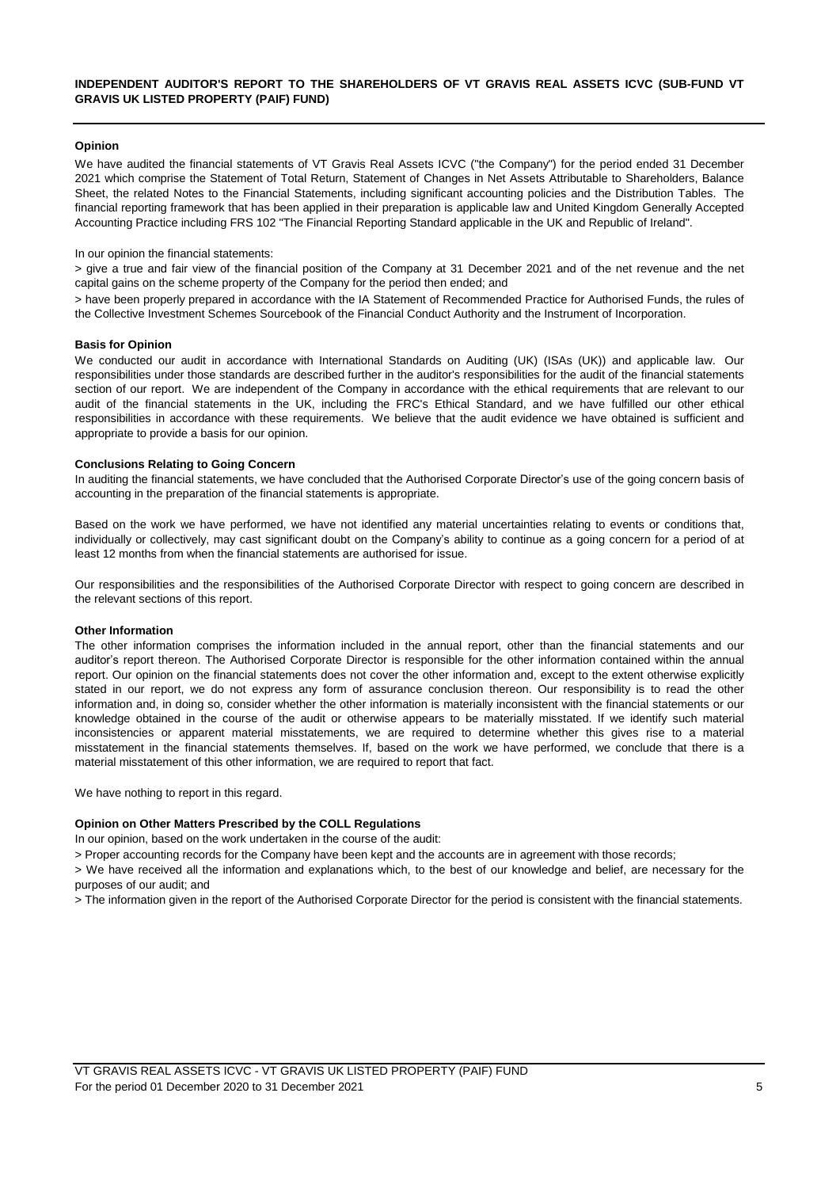## INDEPENDENT AUDITOR'S REPORT TO THE SHAREHOLDERS OF VT GRAVIS REAL ASSETS ICVC (SUB-FUND VT GRAVIS UK LISTED PROPERTY (PAIF) FUND)

**Opinion**

We have audited the financial statements of VT Gravis Real Assets ICVC ("the Company") for the period ended 31 December 2021 which comprise the Statement of Total Return, Statement of Changes in Net Assets Attributable to Shareholders, Balance Sheet, the related Notes to the Financial Statements, including significant accounting policies and the Distribution Tables. The financial reporting framework that has been applied in their preparation is applicable law and United Kingdom Generally Accepted Accounting Practice including FRS 102 "The Financial Reporting Standard applicable in the UK and Republic of Ireland".

In our opinion the financial statements:

> give a true and fair view of the financial position of the Company at 31 December 2021 and of the net revenue and the net capital gains on the scheme property of the Company for the period then ended; and

> have been properly prepared in accordance with the IA Statement of Recommended Practice for Authorised Funds, the rules of the Collective Investment Schemes Sourcebook of the Financial Conduct Authority and the Instrument of Incorporation.

**Basis for Opinion**

We conducted our audit in accordance with International Standards on Auditing (UK) (ISAs (UK)) and applicable law. Our responsibilities under those standards are described further in the auditor's responsibilities for the audit of the financial statements section of our report. We are independent of the Company in accordance with the ethical requirements that are relevant to our audit of the financial statements in the UK, including the FRC's Ethical Standard, and we have fulfilled our other ethical responsibilities in accordance with these requirements. We believe that the audit evidence we have obtained is sufficient and appropriate to provide a basis for our opinion.

**Conclusions Relating to Going Concern**

In auditing the financial statements, we have concluded that the Authorised Corporate Director's use of the going concern basis of accounting in the preparation of the financial statements is appropriate.

Based on the work we have performed, we have not identified any material uncertainties relating to events or conditions that, individually or collectively, may cast significant doubt on the Company's ability to continue as a going concern for a period of at least 12 months from when the financial statements are authorised for issue.

Our responsibilities and the responsibilities of the Authorised Corporate Director with respect to going concern are described in the relevant sections of this report.

**Other Information**

The other information comprises the information included in the annual report, other than the financial statements and our auditor's report thereon. The Authorised Corporate Director is responsible for the other information contained within the annual report. Our opinion on the financial statements does not cover the other information and, except to the extent otherwise explicitly stated in our report, we do not express any form of assurance conclusion thereon. Our responsibility is to read the other information and, in doing so, consider whether the other information is materially inconsistent with the financial statements or our knowledge obtained in the course of the audit or otherwise appears to be materially misstated. If we identify such material inconsistencies or apparent material misstatements, we are required to determine whether this gives rise to a material misstatement in the financial statements themselves. If, based on the work we have performed, we conclude that there is a material misstatement of this other information, we are required to report that fact.

We have nothing to report in this regard.

**Opinion on Other Matters Prescribed by the COLL Regulations**

In our opinion, based on the work undertaken in the course of the audit:

> Proper accounting records for the Company have been kept and the accounts are in agreement with those records;

> We have received all the information and explanations which, to the best of our knowledge and belief, are necessary for the purposes of our audit; and

> The information given in the report of the Authorised Corporate Director for the period is consistent with the financial statements.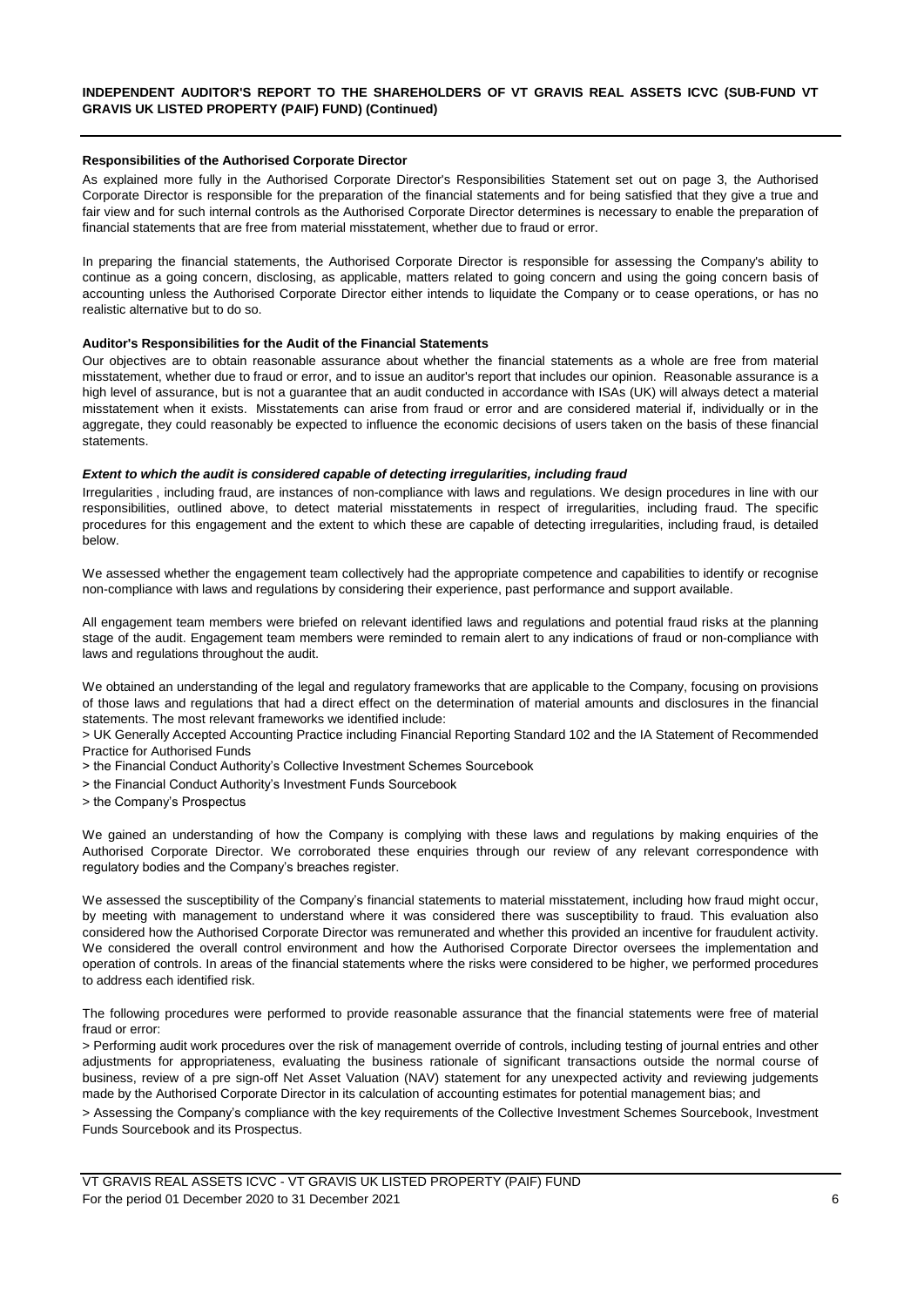**INDEPENDENT AUDITOR'S REPORT TO THE SHAREHOLDERS OF VT GRAVIS REAL ASSETS ICVC (SUB-FUND VT GRAVIS UK LISTED PROPERTY (PAIF) FUND) (Continued)**

**Responsibilities of the Authorised Corporate Director**

As explained more fully in the Authorised Corporate Director's Responsibilities Statement set out on page 3, the Authorised Corporate Director is responsible for the preparation of the financial statements and for being satisfied that they give a true and fair view and for such internal controls as the Authorised Corporate Director determines is necessary to enable the preparation of financial statements that are free from material misstatement, whether due to fraud or error.

In preparing the financial statements, the Authorised Corporate Director is responsible for assessing the Company's ability to continue as a going concern, disclosing, as applicable, matters related to going concern and using the going concern basis of accounting unless the Authorised Corporate Director either intends to liquidate the Company or to cease operations, or has no realistic alternative but to do so.

**Auditor's Responsibilities for the Audit of the Financial Statements**

Our objectives are to obtain reasonable assurance about whether the financial statements as a whole are free from material misstatement, whether due to fraud or error, and to issue an auditor's report that includes our opinion. Reasonable assurance is a high level of assurance, but is not a guarantee that an audit conducted in accordance with ISAs (UK) will always detect a material misstatement when it exists. Misstatements can arise from fraud or error and are considered material if, individually or in the aggregate, they could reasonably be expected to influence the economic decisions of users taken on the basis of these financial statements.

***Extent to which the audit is considered capable of detecting irregularities, including fraud***

Irregularities , including fraud, are instances of non-compliance with laws and regulations. We design procedures in line with our responsibilities, outlined above, to detect material misstatements in respect of irregularities, including fraud. The specific procedures for this engagement and the extent to which these are capable of detecting irregularities, including fraud, is detailed below.

We assessed whether the engagement team collectively had the appropriate competence and capabilities to identify or recognise non-compliance with laws and regulations by considering their experience, past performance and support available.

All engagement team members were briefed on relevant identified laws and regulations and potential fraud risks at the planning stage of the audit. Engagement team members were reminded to remain alert to any indications of fraud or non-compliance with laws and regulations throughout the audit.

We obtained an understanding of the legal and regulatory frameworks that are applicable to the Company, focusing on provisions of those laws and regulations that had a direct effect on the determination of material amounts and disclosures in the financial statements. The most relevant frameworks we identified include:

> UK Generally Accepted Accounting Practice including Financial Reporting Standard 102 and the IA Statement of Recommended Practice for Authorised Funds

> the Financial Conduct Authority's Collective Investment Schemes Sourcebook

> the Financial Conduct Authority's Investment Funds Sourcebook

> the Company's Prospectus

We gained an understanding of how the Company is complying with these laws and regulations by making enquiries of the Authorised Corporate Director. We corroborated these enquiries through our review of any relevant correspondence with regulatory bodies and the Company's breaches register.

We assessed the susceptibility of the Company's financial statements to material misstatement, including how fraud might occur, by meeting with management to understand where it was considered there was susceptibility to fraud. This evaluation also considered how the Authorised Corporate Director was remunerated and whether this provided an incentive for fraudulent activity. We considered the overall control environment and how the Authorised Corporate Director oversees the implementation and operation of controls. In areas of the financial statements where the risks were considered to be higher, we performed procedures to address each identified risk.

The following procedures were performed to provide reasonable assurance that the financial statements were free of material fraud or error:

> Performing audit work procedures over the risk of management override of controls, including testing of journal entries and other adjustments for appropriateness, evaluating the business rationale of significant transactions outside the normal course of business, review of a pre sign-off Net Asset Valuation (NAV) statement for any unexpected activity and reviewing judgements made by the Authorised Corporate Director in its calculation of accounting estimates for potential management bias; and

> Assessing the Company's compliance with the key requirements of the Collective Investment Schemes Sourcebook, Investment Funds Sourcebook and its Prospectus.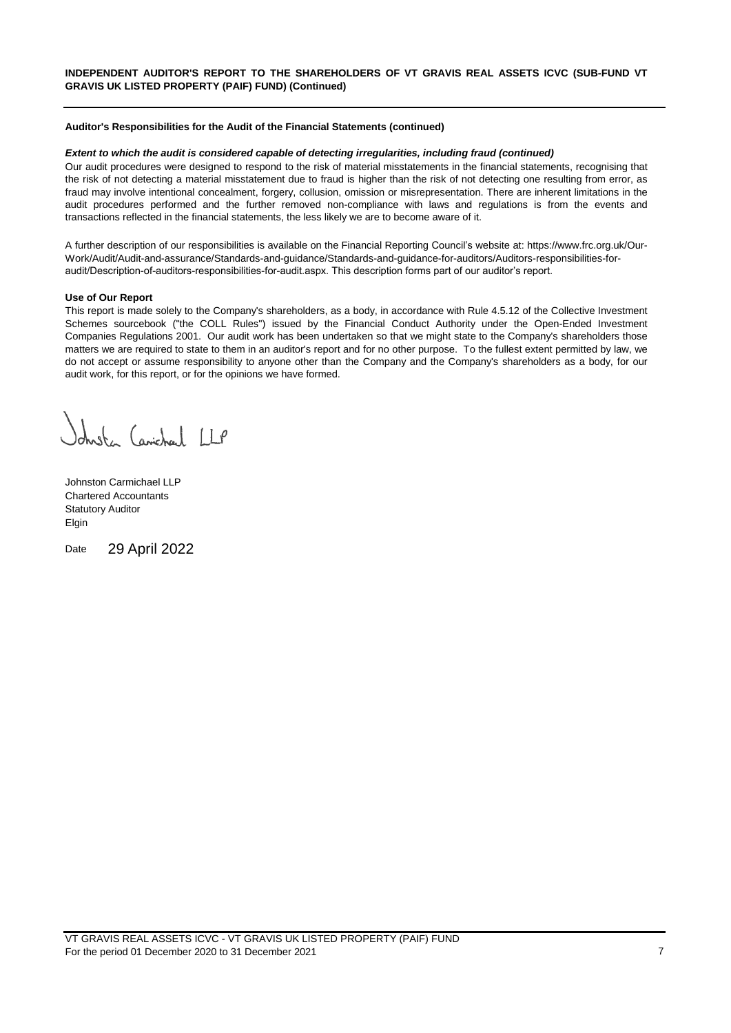**INDEPENDENT AUDITOR'S REPORT TO THE SHAREHOLDERS OF VT GRAVIS REAL ASSETS ICVC (SUB-FUND VT GRAVIS UK LISTED PROPERTY (PAIF) FUND) (Continued)**

**Auditor's Responsibilities for the Audit of the Financial Statements (continued)**

***Extent to which the audit is considered capable of detecting irregularities, including fraud (continued)***

Our audit procedures were designed to respond to the risk of material misstatements in the financial statements, recognising that the risk of not detecting a material misstatement due to fraud is higher than the risk of not detecting one resulting from error, as fraud may involve intentional concealment, forgery, collusion, omission or misrepresentation. There are inherent limitations in the audit procedures performed and the further removed non-compliance with laws and regulations is from the events and transactions reflected in the financial statements, the less likely we are to become aware of it.

A further description of our responsibilities is available on the Financial Reporting Council's website at: https://www.frc.org.uk/Our-Work/Audit/Audit-and-assurance/Standards-and-guidance/Standards-and-guidance-for-auditors/Auditors-responsibilities-for-audit/Description-of-auditors-responsibilities-for-audit.aspx. This description forms part of our auditor's report.

**Use of Our Report**

This report is made solely to the Company's shareholders, as a body, in accordance with Rule 4.5.12 of the Collective Investment Schemes sourcebook ("the COLL Rules") issued by the Financial Conduct Authority under the Open-Ended Investment Companies Regulations 2001. Our audit work has been undertaken so that we might state to the Company's shareholders those matters we are required to state to them in an auditor's report and for no other purpose. To the fullest extent permitted by law, we do not accept or assume responsibility to anyone other than the Company and the Company's shareholders as a body, for our audit work, for this report, or for the opinions we have formed.

Johnston Carmichael LLP

Johnston Carmichael LLP
Chartered Accountants
Statutory Auditor
Elgin

Date 29 April 2022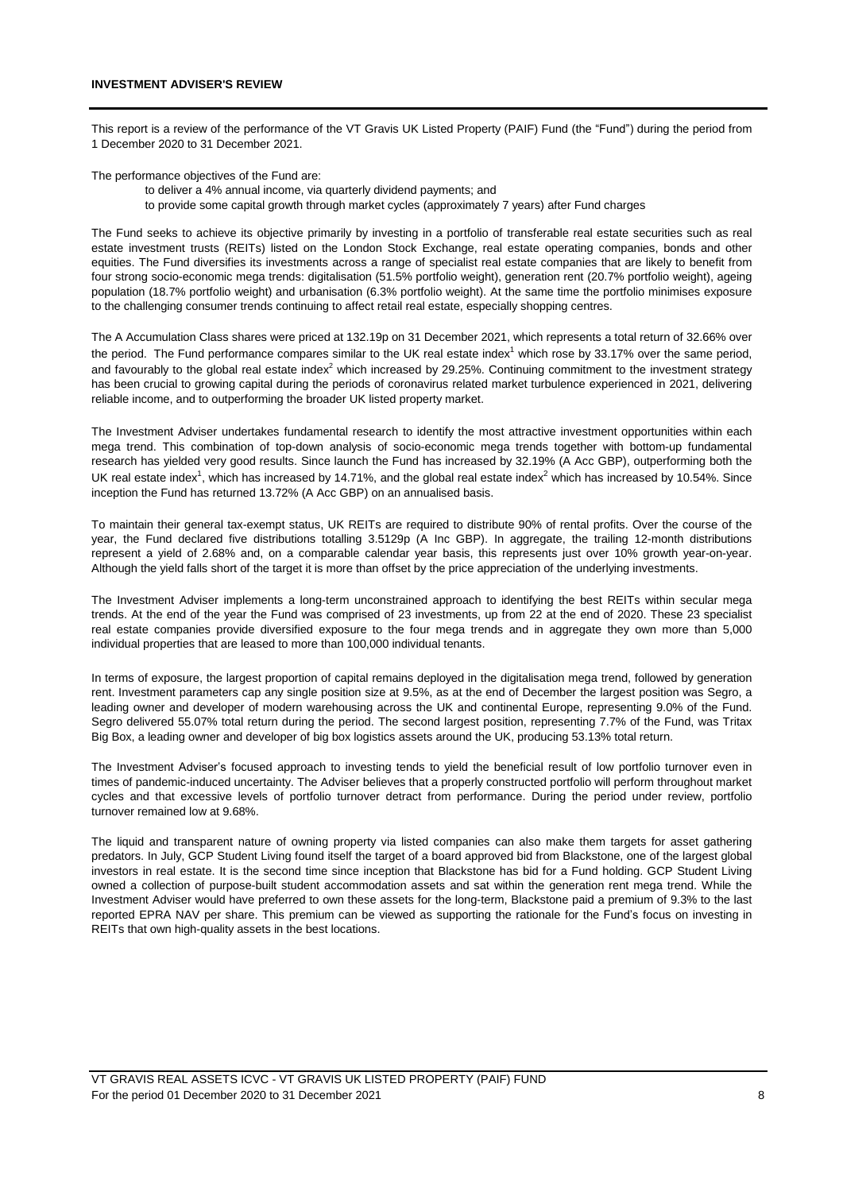**INVESTMENT ADVISER'S REVIEW**

This report is a review of the performance of the VT Gravis UK Listed Property (PAIF) Fund (the "Fund") during the period from 1 December 2020 to 31 December 2021.

The performance objectives of the Fund are:

- to deliver a 4% annual income, via quarterly dividend payments; and
- to provide some capital growth through market cycles (approximately 7 years) after Fund charges

The Fund seeks to achieve its objective primarily by investing in a portfolio of transferable real estate securities such as real estate investment trusts (REITs) listed on the London Stock Exchange, real estate operating companies, bonds and other equities. The Fund diversifies its investments across a range of specialist real estate companies that are likely to benefit from four strong socio-economic mega trends: digitalisation (51.5% portfolio weight), generation rent (20.7% portfolio weight), ageing population (18.7% portfolio weight) and urbanisation (6.3% portfolio weight). At the same time the portfolio minimises exposure to the challenging consumer trends continuing to affect retail real estate, especially shopping centres.

The A Accumulation Class shares were priced at 132.19p on 31 December 2021, which represents a total return of 32.66% over the period. The Fund performance compares similar to the UK real estate index[1] which rose by 33.17% over the same period, and favourably to the global real estate index[2] which increased by 29.25%. Continuing commitment to the investment strategy has been crucial to growing capital during the periods of coronavirus related market turbulence experienced in 2021, delivering reliable income, and to outperforming the broader UK listed property market.

The Investment Adviser undertakes fundamental research to identify the most attractive investment opportunities within each mega trend. This combination of top-down analysis of socio-economic mega trends together with bottom-up fundamental research has yielded very good results. Since launch the Fund has increased by 32.19% (A Acc GBP), outperforming both the UK real estate index[1], which has increased by 14.71%, and the global real estate index[2] which has increased by 10.54%. Since inception the Fund has returned 13.72% (A Acc GBP) on an annualised basis.

To maintain their general tax-exempt status, UK REITs are required to distribute 90% of rental profits. Over the course of the year, the Fund declared five distributions totalling 3.5129p (A Inc GBP). In aggregate, the trailing 12-month distributions represent a yield of 2.68% and, on a comparable calendar year basis, this represents just over 10% growth year-on-year. Although the yield falls short of the target it is more than offset by the price appreciation of the underlying investments.

The Investment Adviser implements a long-term unconstrained approach to identifying the best REITs within secular mega trends. At the end of the year the Fund was comprised of 23 investments, up from 22 at the end of 2020. These 23 specialist real estate companies provide diversified exposure to the four mega trends and in aggregate they own more than 5,000 individual properties that are leased to more than 100,000 individual tenants.

In terms of exposure, the largest proportion of capital remains deployed in the digitalisation mega trend, followed by generation rent. Investment parameters cap any single position size at 9.5%, as at the end of December the largest position was Segro, a leading owner and developer of modern warehousing across the UK and continental Europe, representing 9.0% of the Fund. Segro delivered 55.07% total return during the period. The second largest position, representing 7.7% of the Fund, was Tritax Big Box, a leading owner and developer of big box logistics assets around the UK, producing 53.13% total return.

The Investment Adviser's focused approach to investing tends to yield the beneficial result of low portfolio turnover even in times of pandemic-induced uncertainty. The Adviser believes that a properly constructed portfolio will perform throughout market cycles and that excessive levels of portfolio turnover detract from performance. During the period under review, portfolio turnover remained low at 9.68%.

The liquid and transparent nature of owning property via listed companies can also make them targets for asset gathering predators. In July, GCP Student Living found itself the target of a board approved bid from Blackstone, one of the largest global investors in real estate. It is the second time since inception that Blackstone has bid for a Fund holding. GCP Student Living owned a collection of purpose-built student accommodation assets and sat within the generation rent mega trend. While the Investment Adviser would have preferred to own these assets for the long-term, Blackstone paid a premium of 9.3% to the last reported EPRA NAV per share. This premium can be viewed as supporting the rationale for the Fund's focus on investing in REITs that own high-quality assets in the best locations.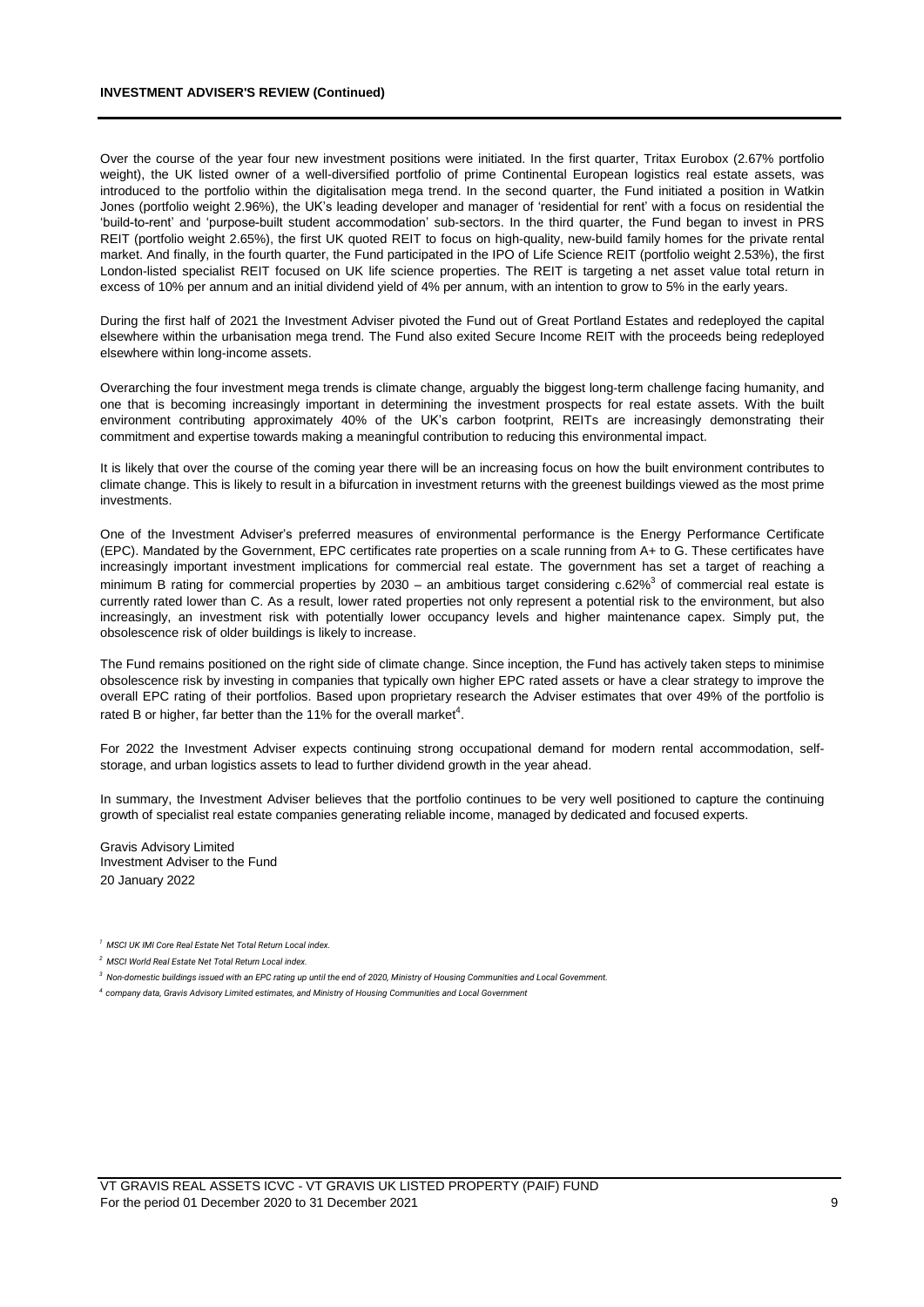**INVESTMENT ADVISER'S REVIEW (Continued)**

Over the course of the year four new investment positions were initiated. In the first quarter, Tritax Eurobox (2.67% portfolio weight), the UK listed owner of a well-diversified portfolio of prime Continental European logistics real estate assets, was introduced to the portfolio within the digitalisation mega trend. In the second quarter, the Fund initiated a position in Watkin Jones (portfolio weight 2.96%), the UK's leading developer and manager of 'residential for rent' with a focus on residential the 'build-to-rent' and 'purpose-built student accommodation' sub-sectors. In the third quarter, the Fund began to invest in PRS REIT (portfolio weight 2.65%), the first UK quoted REIT to focus on high-quality, new-build family homes for the private rental market. And finally, in the fourth quarter, the Fund participated in the IPO of Life Science REIT (portfolio weight 2.53%), the first London-listed specialist REIT focused on UK life science properties. The REIT is targeting a net asset value total return in excess of 10% per annum and an initial dividend yield of 4% per annum, with an intention to grow to 5% in the early years.

During the first half of 2021 the Investment Adviser pivoted the Fund out of Great Portland Estates and redeployed the capital elsewhere within the urbanisation mega trend. The Fund also exited Secure Income REIT with the proceeds being redeployed elsewhere within long-income assets.

Overarching the four investment mega trends is climate change, arguably the biggest long-term challenge facing humanity, and one that is becoming increasingly important in determining the investment prospects for real estate assets. With the built environment contributing approximately 40% of the UK's carbon footprint, REITs are increasingly demonstrating their commitment and expertise towards making a meaningful contribution to reducing this environmental impact.

It is likely that over the course of the coming year there will be an increasing focus on how the built environment contributes to climate change. This is likely to result in a bifurcation in investment returns with the greenest buildings viewed as the most prime investments.

One of the Investment Adviser's preferred measures of environmental performance is the Energy Performance Certificate (EPC). Mandated by the Government, EPC certificates rate properties on a scale running from A+ to G. These certificates have increasingly important investment implications for commercial real estate. The government has set a target of reaching a minimum B rating for commercial properties by 2030 – an ambitious target considering c.62%[3] of commercial real estate is currently rated lower than C. As a result, lower rated properties not only represent a potential risk to the environment, but also increasingly, an investment risk with potentially lower occupancy levels and higher maintenance capex. Simply put, the obsolescence risk of older buildings is likely to increase.

The Fund remains positioned on the right side of climate change. Since inception, the Fund has actively taken steps to minimise obsolescence risk by investing in companies that typically own higher EPC rated assets or have a clear strategy to improve the overall EPC rating of their portfolios. Based upon proprietary research the Adviser estimates that over 49% of the portfolio is rated B or higher, far better than the 11% for the overall market[4].

For 2022 the Investment Adviser expects continuing strong occupational demand for modern rental accommodation, self-storage, and urban logistics assets to lead to further dividend growth in the year ahead.

In summary, the Investment Adviser believes that the portfolio continues to be very well positioned to capture the continuing growth of specialist real estate companies generating reliable income, managed by dedicated and focused experts.

Gravis Advisory Limited
Investment Adviser to the Fund
20 January 2022

[1] *MSCI UK IMI Core Real Estate Net Total Return Local index.*

[2] *MSCI World Real Estate Net Total Return Local index.*

[3] *Non-domestic buildings issued with an EPC rating up until the end of 2020, Ministry of Housing Communities and Local Government.*

[4] *company data, Gravis Advisory Limited estimates, and Ministry of Housing Communities and Local Government*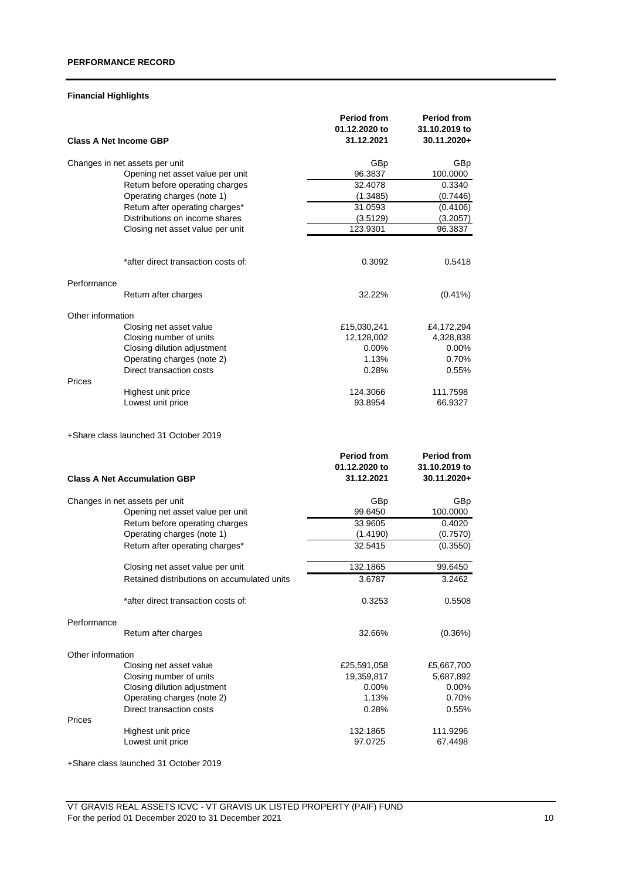## PERFORMANCE RECORD

### Financial Highlights

| Class A Net Income GBP | | Period from 01.12.2020 to 31.12.2021 | Period from 31.10.2019 to 30.11.2020+ |
|---|---|---|---|
| Changes in net assets per unit | | GBp | GBp |
| | Opening net asset value per unit | 96.3837 | 100.0000 |
| | Return before operating charges | 32.4078 | 0.3340 |
| | Operating charges (note 1) | (1.3485) | (0.7446) |
| | Return after operating charges* | 31.0593 | (0.4106) |
| | Distributions on income shares | (3.5129) | (3.2057) |
| | Closing net asset value per unit | 123.9301 | 96.3837 |
| | *after direct transaction costs of: | 0.3092 | 0.5418 |
| Performance | | | |
| | Return after charges | 32.22% | (0.41%) |
| Other information | | | |
| | Closing net asset value | £15,030,241 | £4,172,294 |
| | Closing number of units | 12,128,002 | 4,328,838 |
| | Closing dilution adjustment | 0.00% | 0.00% |
| | Operating charges (note 2) | 1.13% | 0.70% |
| | Direct transaction costs | 0.28% | 0.55% |
| Prices | | | |
| | Highest unit price | 124.3066 | 111.7598 |
| | Lowest unit price | 93.8954 | 66.9327 |

+Share class launched 31 October 2019

| Class A Net Accumulation GBP | | Period from 01.12.2020 to 31.12.2021 | Period from 31.10.2019 to 30.11.2020+ |
|---|---|---|---|
| Changes in net assets per unit | | GBp | GBp |
| | Opening net asset value per unit | 99.6450 | 100.0000 |
| | Return before operating charges | 33.9605 | 0.4020 |
| | Operating charges (note 1) | (1.4190) | (0.7570) |
| | Return after operating charges* | 32.5415 | (0.3550) |
| | Closing net asset value per unit | 132.1865 | 99.6450 |
| | Retained distributions on accumulated units | 3.6787 | 3.2462 |
| | *after direct transaction costs of: | 0.3253 | 0.5508 |
| Performance | | | |
| | Return after charges | 32.66% | (0.36%) |
| Other information | | | |
| | Closing net asset value | £25,591,058 | £5,667,700 |
| | Closing number of units | 19,359,817 | 5,687,892 |
| | Closing dilution adjustment | 0.00% | 0.00% |
| | Operating charges (note 2) | 1.13% | 0.70% |
| | Direct transaction costs | 0.28% | 0.55% |
| Prices | | | |
| | Highest unit price | 132.1865 | 111.9296 |
| | Lowest unit price | 97.0725 | 67.4498 |

+Share class launched 31 October 2019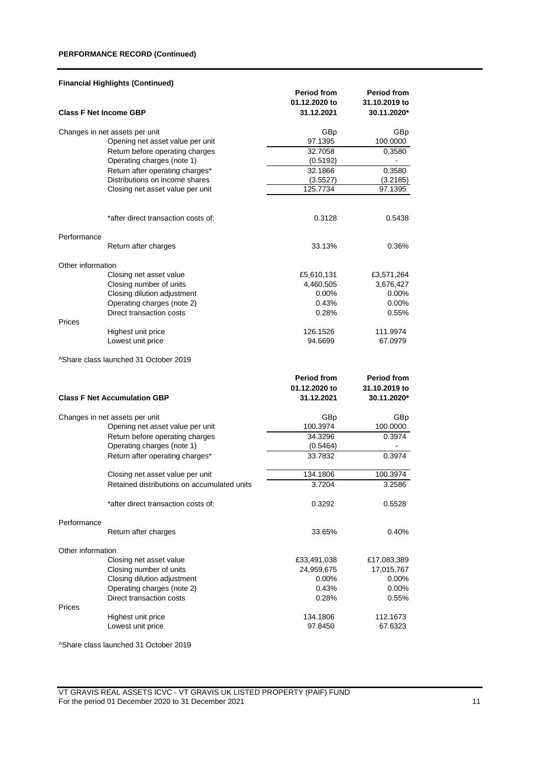## PERFORMANCE RECORD (Continued)

### Financial Highlights (Continued)

| Class F Net Income GBP | Period from 01.12.2020 to 31.12.2021 | Period from 31.10.2019 to 30.11.2020* |
|---|---|---|
| **Changes in net assets per unit** | GBp | GBp |
| Opening net asset value per unit | 97.1395 | 100.0000 |
| Return before operating charges | 32.7058 | 0.3580 |
| Operating charges (note 1) | (0.5192) | - |
| Return after operating charges* | 32.1866 | 0.3580 |
| Distributions on income shares | (3.5527) | (3.2185) |
| Closing net asset value per unit | 125.7734 | 97.1395 |
| | | |
| *after direct transaction costs of: | 0.3128 | 0.5438 |
| | | |
| **Performance** | | |
| Return after charges | 33.13% | 0.36% |
| | | |
| **Other information** | | |
| Closing net asset value | £5,610,131 | £3,571,264 |
| Closing number of units | 4,460,505 | 3,676,427 |
| Closing dilution adjustment | 0.00% | 0.00% |
| Operating charges (note 2) | 0.43% | 0.00% |
| Direct transaction costs | 0.28% | 0.55% |
| **Prices** | | |
| Highest unit price | 126.1526 | 111.9974 |
| Lowest unit price | 94.6699 | 67.0979 |

^Share class launched 31 October 2019

| Class F Net Accumulation GBP | Period from 01.12.2020 to 31.12.2021 | Period from 31.10.2019 to 30.11.2020* |
|---|---|---|
| **Changes in net assets per unit** | GBp | GBp |
| Opening net asset value per unit | 100.3974 | 100.0000 |
| Return before operating charges | 34.3296 | 0.3974 |
| Operating charges (note 1) | (0.5464) | - |
| Return after operating charges* | 33.7832 | 0.3974 |
| | | |
| Closing net asset value per unit | 134.1806 | 100.3974 |
| Retained distributions on accumulated units | 3.7204 | 3.2586 |
| | | |
| *after direct transaction costs of: | 0.3292 | 0.5528 |
| | | |
| **Performance** | | |
| Return after charges | 33.65% | 0.40% |
| | | |
| **Other information** | | |
| Closing net asset value | £33,491,038 | £17,083,389 |
| Closing number of units | 24,959,675 | 17,015,767 |
| Closing dilution adjustment | 0.00% | 0.00% |
| Operating charges (note 2) | 0.43% | 0.00% |
| Direct transaction costs | 0.28% | 0.55% |
| **Prices** | | |
| Highest unit price | 134.1806 | 112.1673 |
| Lowest unit price | 97.8450 | 67.6323 |

^Share class launched 31 October 2019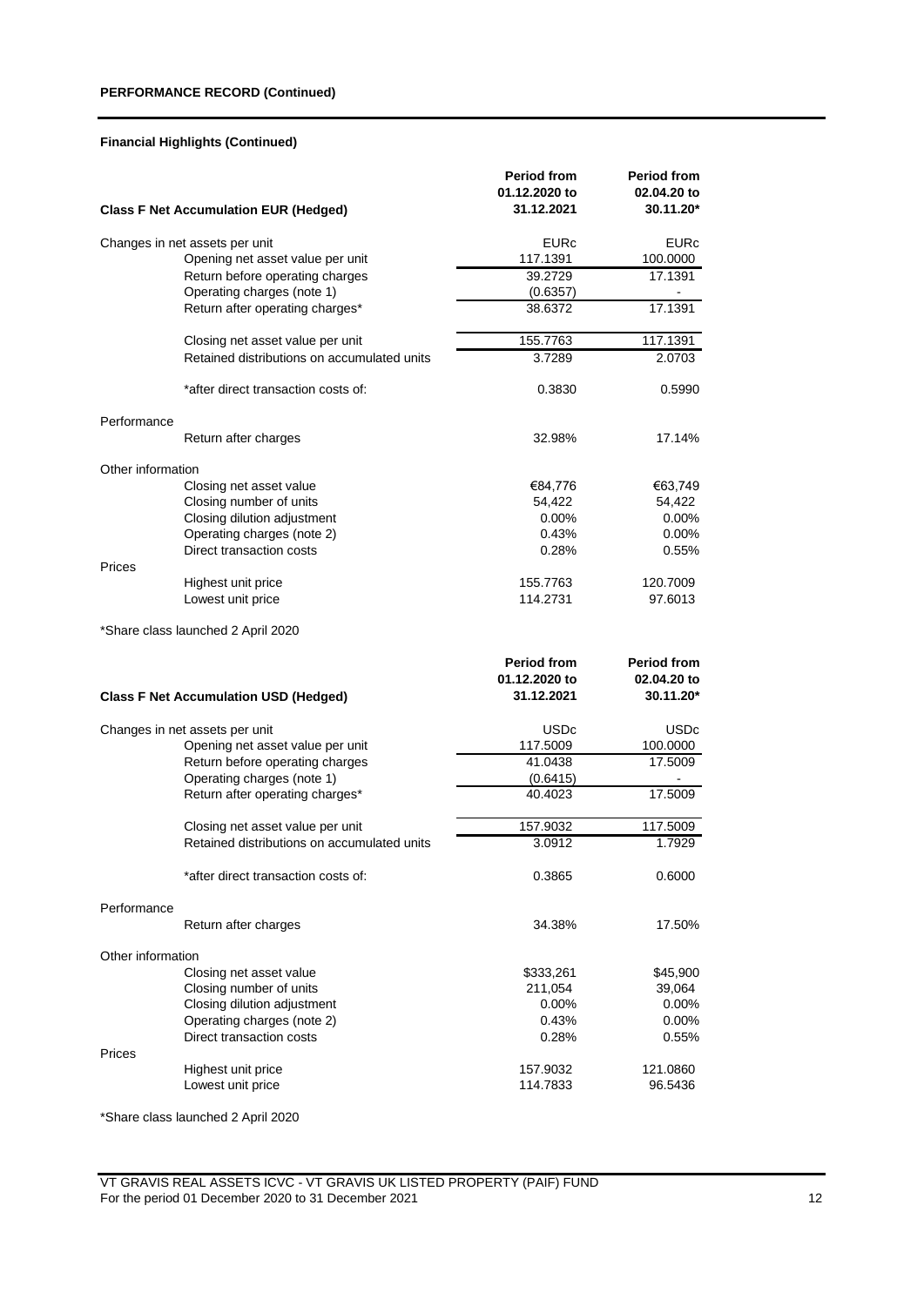## PERFORMANCE RECORD (Continued)

### Financial Highlights (Continued)

| Class F Net Accumulation EUR (Hedged) | Period from 01.12.2020 to 31.12.2021 | Period from 02.04.20 to 30.11.20* |
|---|---|---|
| Changes in net assets per unit | EURc | EURc |
| Opening net asset value per unit | 117.1391 | 100.0000 |
| Return before operating charges | 39.2729 | 17.1391 |
| Operating charges (note 1) | (0.6357) | - |
| Return after operating charges* | 38.6372 | 17.1391 |
| Closing net asset value per unit | 155.7763 | 117.1391 |
| Retained distributions on accumulated units | 3.7289 | 2.0703 |
| *after direct transaction costs of: | 0.3830 | 0.5990 |
| **Performance** | | |
| Return after charges | 32.98% | 17.14% |
| **Other information** | | |
| Closing net asset value | €84,776 | €63,749 |
| Closing number of units | 54,422 | 54,422 |
| Closing dilution adjustment | 0.00% | 0.00% |
| Operating charges (note 2) | 0.43% | 0.00% |
| Direct transaction costs | 0.28% | 0.55% |
| **Prices** | | |
| Highest unit price | 155.7763 | 120.7009 |
| Lowest unit price | 114.2731 | 97.6013 |

*Share class launched 2 April 2020

| Class F Net Accumulation USD (Hedged) | Period from 01.12.2020 to 31.12.2021 | Period from 02.04.20 to 30.11.20* |
|---|---|---|
| Changes in net assets per unit | USDc | USDc |
| Opening net asset value per unit | 117.5009 | 100.0000 |
| Return before operating charges | 41.0438 | 17.5009 |
| Operating charges (note 1) | (0.6415) | - |
| Return after operating charges* | 40.4023 | 17.5009 |
| Closing net asset value per unit | 157.9032 | 117.5009 |
| Retained distributions on accumulated units | 3.0912 | 1.7929 |
| *after direct transaction costs of: | 0.3865 | 0.6000 |
| **Performance** | | |
| Return after charges | 34.38% | 17.50% |
| **Other information** | | |
| Closing net asset value | $333,261 | $45,900 |
| Closing number of units | 211,054 | 39,064 |
| Closing dilution adjustment | 0.00% | 0.00% |
| Operating charges (note 2) | 0.43% | 0.00% |
| Direct transaction costs | 0.28% | 0.55% |
| **Prices** | | |
| Highest unit price | 157.9032 | 121.0860 |
| Lowest unit price | 114.7833 | 96.5436 |

*Share class launched 2 April 2020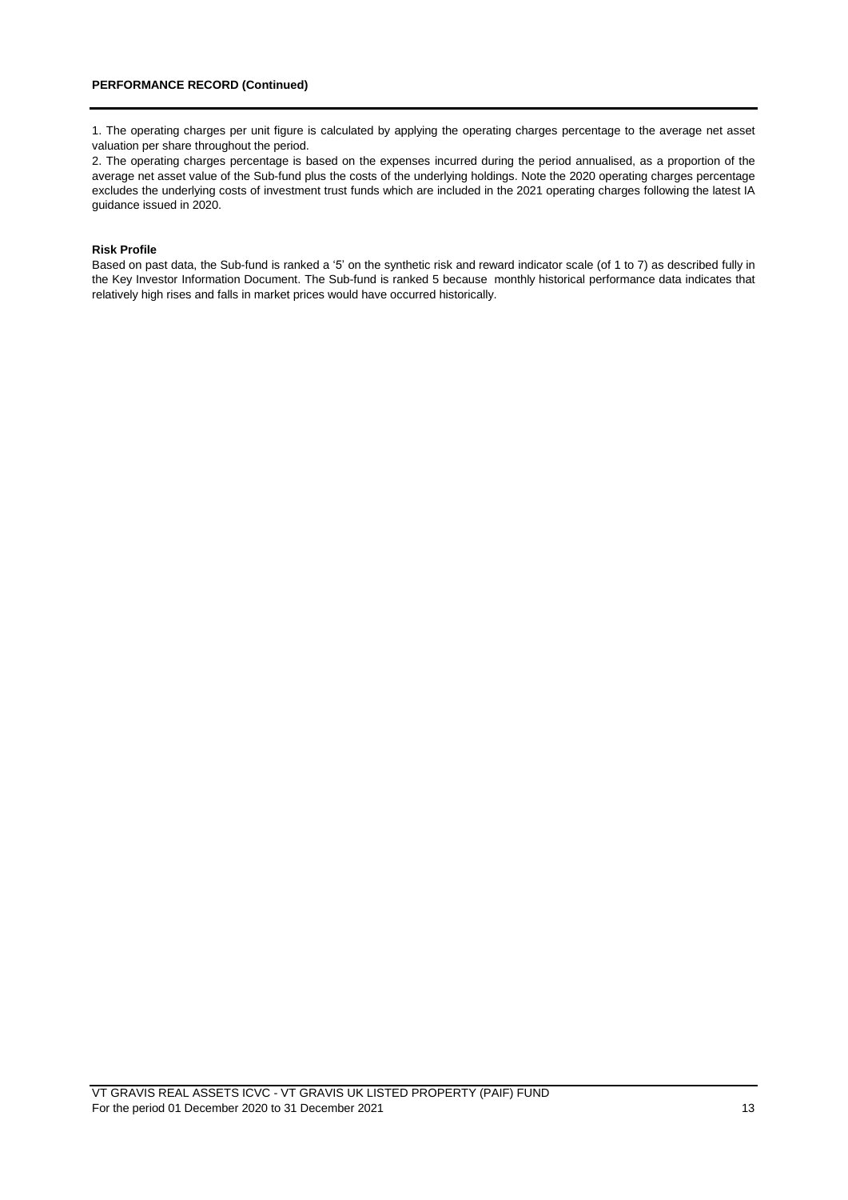**PERFORMANCE RECORD (Continued)**

1. The operating charges per unit figure is calculated by applying the operating charges percentage to the average net asset valuation per share throughout the period.
2. The operating charges percentage is based on the expenses incurred during the period annualised, as a proportion of the average net asset value of the Sub-fund plus the costs of the underlying holdings. Note the 2020 operating charges percentage excludes the underlying costs of investment trust funds which are included in the 2021 operating charges following the latest IA guidance issued in 2020.

**Risk Profile**

Based on past data, the Sub-fund is ranked a '5' on the synthetic risk and reward indicator scale (of 1 to 7) as described fully in the Key Investor Information Document. The Sub-fund is ranked 5 because monthly historical performance data indicates that relatively high rises and falls in market prices would have occurred historically.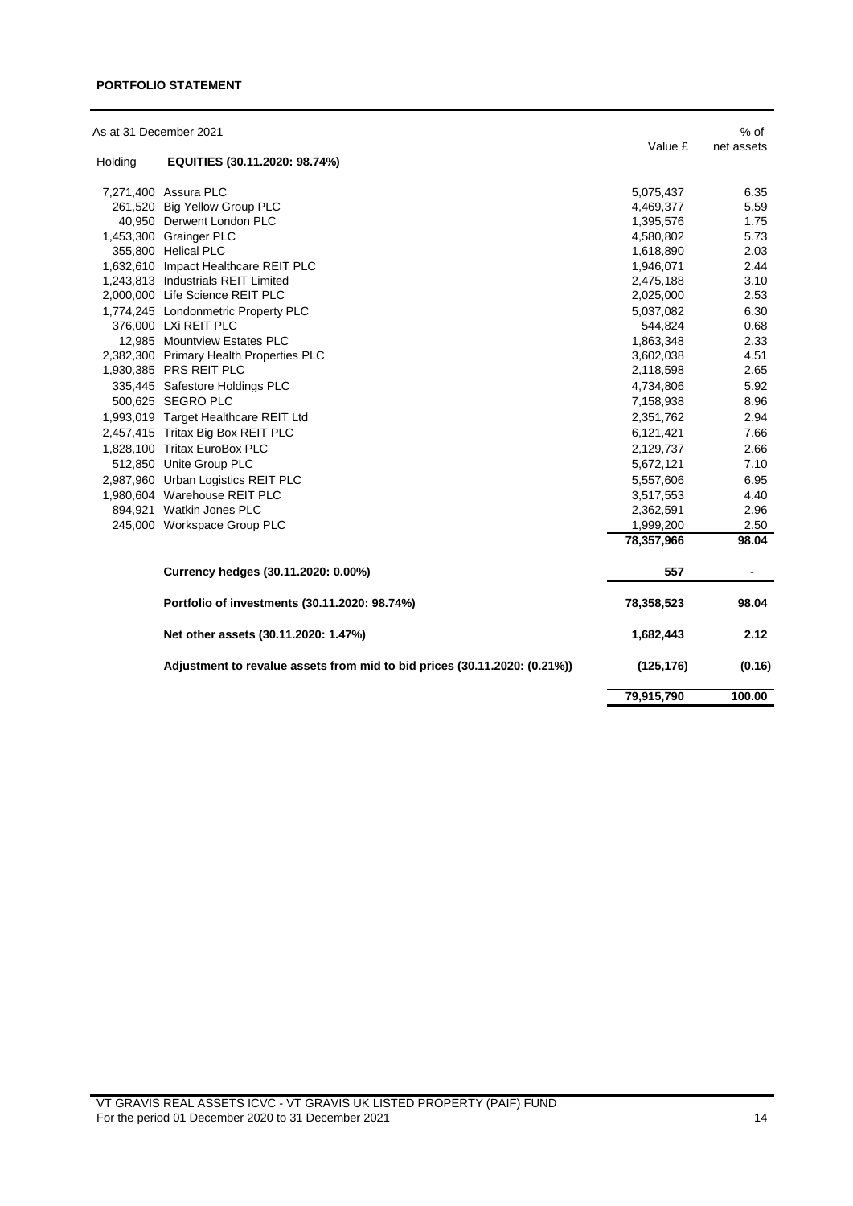**PORTFOLIO STATEMENT**

As at 31 December 2021

| Holding | EQUITIES (30.11.2020: 98.74%) | Value £ | % of net assets |
|---|---|---|---|
| 7,271,400 | Assura PLC | 5,075,437 | 6.35 |
| 261,520 | Big Yellow Group PLC | 4,469,377 | 5.59 |
| 40,950 | Derwent London PLC | 1,395,576 | 1.75 |
| 1,453,300 | Grainger PLC | 4,580,802 | 5.73 |
| 355,800 | Helical PLC | 1,618,890 | 2.03 |
| 1,632,610 | Impact Healthcare REIT PLC | 1,946,071 | 2.44 |
| 1,243,813 | Industrials REIT Limited | 2,475,188 | 3.10 |
| 2,000,000 | Life Science REIT PLC | 2,025,000 | 2.53 |
| 1,774,245 | Londonmetric Property PLC | 5,037,082 | 6.30 |
| 376,000 | LXi REIT PLC | 544,824 | 0.68 |
| 12,985 | Mountview Estates PLC | 1,863,348 | 2.33 |
| 2,382,300 | Primary Health Properties PLC | 3,602,038 | 4.51 |
| 1,930,385 | PRS REIT PLC | 2,118,598 | 2.65 |
| 335,445 | Safestore Holdings PLC | 4,734,806 | 5.92 |
| 500,625 | SEGRO PLC | 7,158,938 | 8.96 |
| 1,993,019 | Target Healthcare REIT Ltd | 2,351,762 | 2.94 |
| 2,457,415 | Tritax Big Box REIT PLC | 6,121,421 | 7.66 |
| 1,828,100 | Tritax EuroBox PLC | 2,129,737 | 2.66 |
| 512,850 | Unite Group PLC | 5,672,121 | 7.10 |
| 2,987,960 | Urban Logistics REIT PLC | 5,557,606 | 6.95 |
| 1,980,604 | Warehouse REIT PLC | 3,517,553 | 4.40 |
| 894,921 | Watkin Jones PLC | 2,362,591 | 2.96 |
| 245,000 | Workspace Group PLC | 1,999,200 | 2.50 |
| | | **78,357,966** | **98.04** |
| | **Currency hedges (30.11.2020: 0.00%)** | **557** | - |
| | **Portfolio of investments (30.11.2020: 98.74%)** | **78,358,523** | **98.04** |
| | **Net other assets (30.11.2020: 1.47%)** | **1,682,443** | **2.12** |
| | **Adjustment to revalue assets from mid to bid prices (30.11.2020: (0.21%))** | **(125,176)** | **(0.16)** |
| | | **79,915,790** | **100.00** |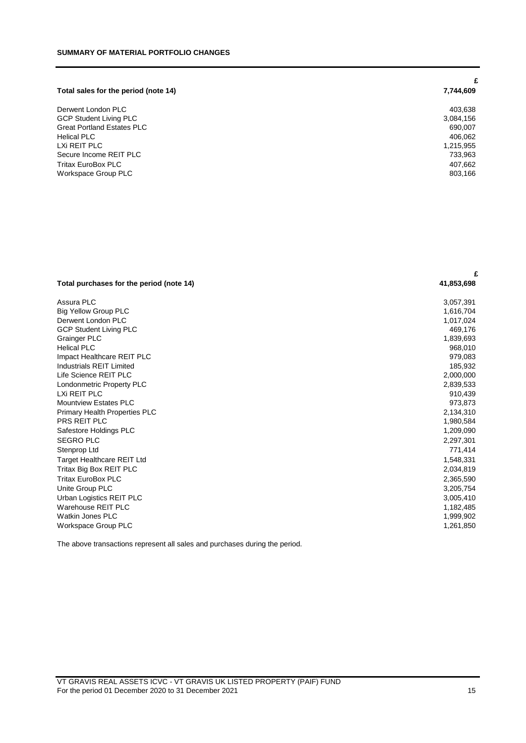## SUMMARY OF MATERIAL PORTFOLIO CHANGES

| | £ |
|---|---|
| **Total sales for the period (note 14)** | **7,744,609** |
| Derwent London PLC | 403,638 |
| GCP Student Living PLC | 3,084,156 |
| Great Portland Estates PLC | 690,007 |
| Helical PLC | 406,062 |
| LXi REIT PLC | 1,215,955 |
| Secure Income REIT PLC | 733,963 |
| Tritax EuroBox PLC | 407,662 |
| Workspace Group PLC | 803,166 |

| | £ |
|---|---|
| **Total purchases for the period (note 14)** | **41,853,698** |
| Assura PLC | 3,057,391 |
| Big Yellow Group PLC | 1,616,704 |
| Derwent London PLC | 1,017,024 |
| GCP Student Living PLC | 469,176 |
| Grainger PLC | 1,839,693 |
| Helical PLC | 968,010 |
| Impact Healthcare REIT PLC | 979,083 |
| Industrials REIT Limited | 185,932 |
| Life Science REIT PLC | 2,000,000 |
| Londonmetric Property PLC | 2,839,533 |
| LXi REIT PLC | 910,439 |
| Mountview Estates PLC | 973,873 |
| Primary Health Properties PLC | 2,134,310 |
| PRS REIT PLC | 1,980,584 |
| Safestore Holdings PLC | 1,209,090 |
| SEGRO PLC | 2,297,301 |
| Stenprop Ltd | 771,414 |
| Target Healthcare REIT Ltd | 1,548,331 |
| Tritax Big Box REIT PLC | 2,034,819 |
| Tritax EuroBox PLC | 2,365,590 |
| Unite Group PLC | 3,205,754 |
| Urban Logistics REIT PLC | 3,005,410 |
| Warehouse REIT PLC | 1,182,485 |
| Watkin Jones PLC | 1,999,902 |
| Workspace Group PLC | 1,261,850 |

The above transactions represent all sales and purchases during the period.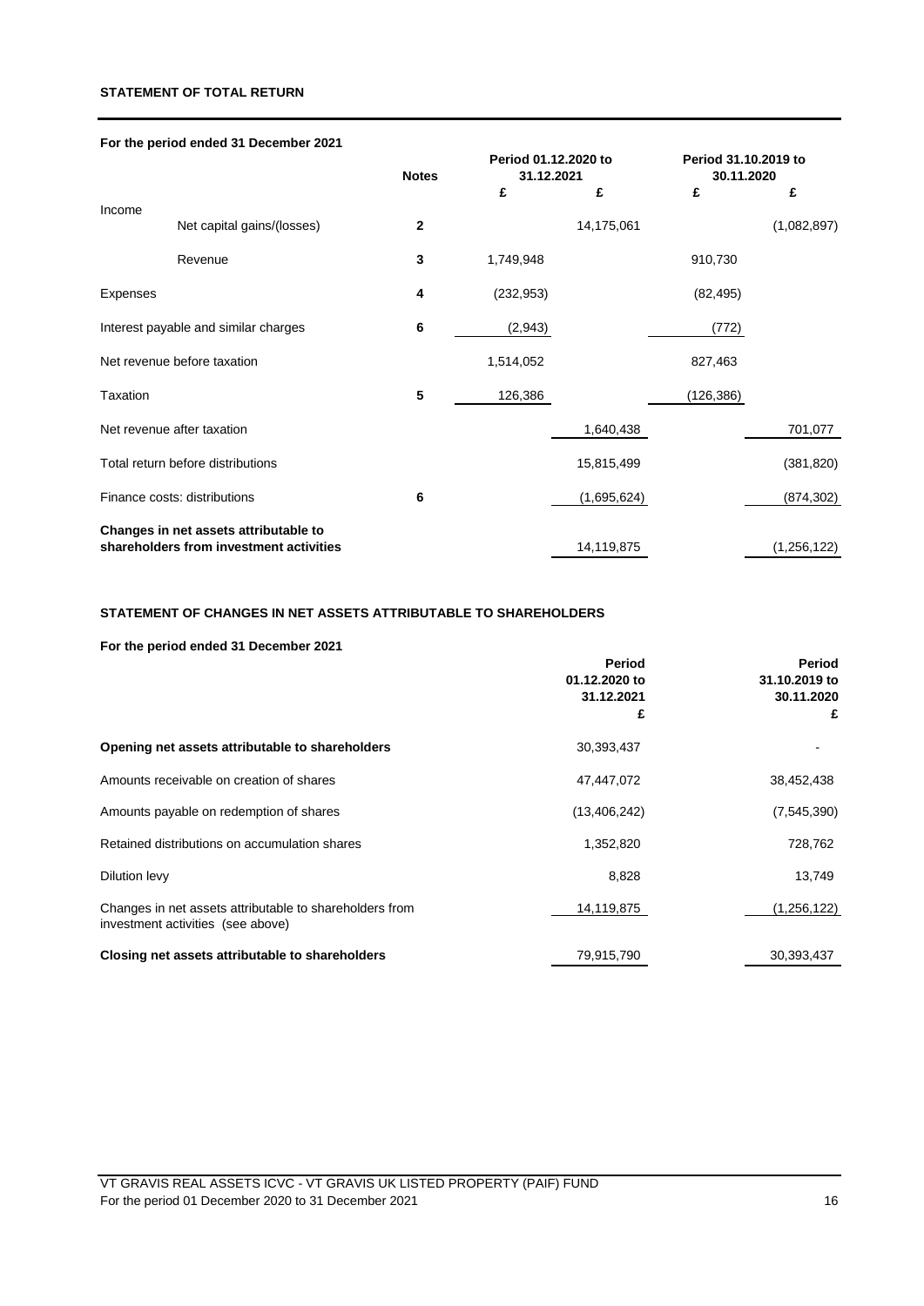## STATEMENT OF TOTAL RETURN

**For the period ended 31 December 2021**

| | Notes | Period 01.12.2020 to 31.12.2021 | | Period 31.10.2019 to 30.11.2020 | |
|---|---|---|---|---|---|
| | | £ | £ | £ | £ |
| Income | | | | | |
| Net capital gains/(losses) | 2 | | 14,175,061 | | (1,082,897) |
| Revenue | 3 | 1,749,948 | | 910,730 | |
| Expenses | 4 | (232,953) | | (82,495) | |
| Interest payable and similar charges | 6 | (2,943) | | (772) | |
| Net revenue before taxation | | 1,514,052 | | 827,463 | |
| Taxation | 5 | 126,386 | | (126,386) | |
| Net revenue after taxation | | | 1,640,438 | | 701,077 |
| Total return before distributions | | | 15,815,499 | | (381,820) |
| Finance costs: distributions | 6 | | (1,695,624) | | (874,302) |
| **Changes in net assets attributable to shareholders from investment activities** | | | 14,119,875 | | (1,256,122) |

## STATEMENT OF CHANGES IN NET ASSETS ATTRIBUTABLE TO SHAREHOLDERS

**For the period ended 31 December 2021**

| | Period 01.12.2020 to 31.12.2021 | Period 31.10.2019 to 30.11.2020 |
|---|---|---|
| | £ | £ |
| **Opening net assets attributable to shareholders** | 30,393,437 | - |
| Amounts receivable on creation of shares | 47,447,072 | 38,452,438 |
| Amounts payable on redemption of shares | (13,406,242) | (7,545,390) |
| Retained distributions on accumulation shares | 1,352,820 | 728,762 |
| Dilution levy | 8,828 | 13,749 |
| Changes in net assets attributable to shareholders from investment activities (see above) | 14,119,875 | (1,256,122) |
| **Closing net assets attributable to shareholders** | 79,915,790 | 30,393,437 |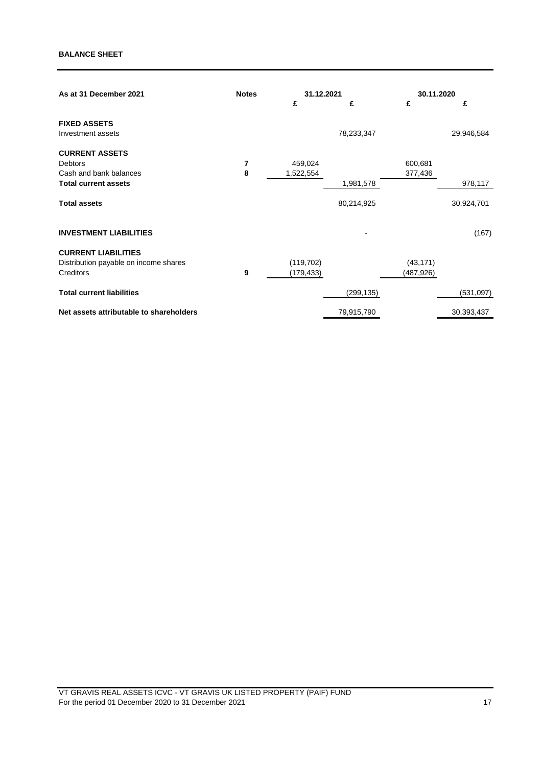**BALANCE SHEET**

| As at 31 December 2021 | Notes | 31.12.2021 | | 30.11.2020 | |
|---|---|---|---|---|---|
| | | £ | £ | £ | £ |
| **FIXED ASSETS** | | | | | |
| Investment assets | | | 78,233,347 | | 29,946,584 |
| **CURRENT ASSETS** | | | | | |
| Debtors | 7 | 459,024 | | 600,681 | |
| Cash and bank balances | 8 | 1,522,554 | | 377,436 | |
| **Total current assets** | | | 1,981,578 | | 978,117 |
| **Total assets** | | | 80,214,925 | | 30,924,701 |
| **INVESTMENT LIABILITIES** | | | - | | (167) |
| **CURRENT LIABILITIES** | | | | | |
| Distribution payable on income shares | | (119,702) | | (43,171) | |
| Creditors | 9 | (179,433) | | (487,926) | |
| **Total current liabilities** | | | (299,135) | | (531,097) |
| **Net assets attributable to shareholders** | | | 79,915,790 | | 30,393,437 |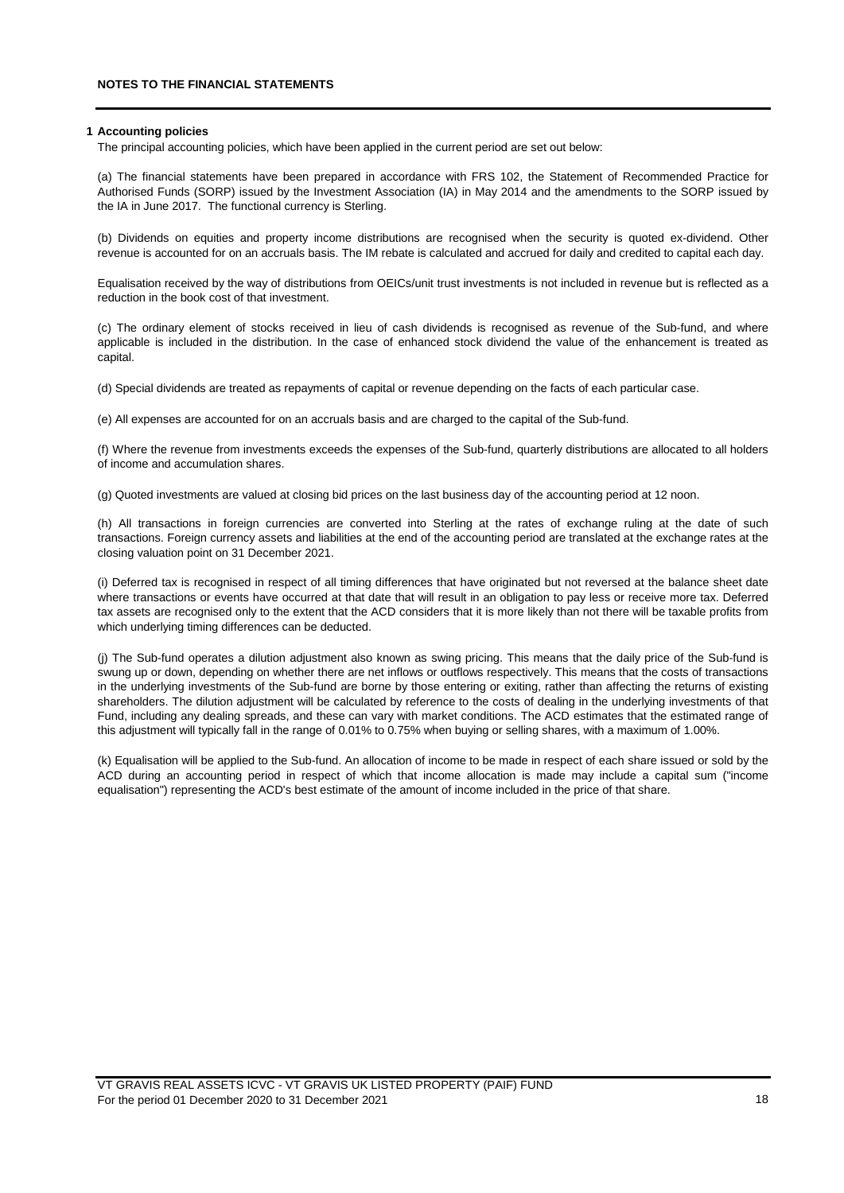## NOTES TO THE FINANCIAL STATEMENTS

### 1 Accounting policies

The principal accounting policies, which have been applied in the current period are set out below:

(a) The financial statements have been prepared in accordance with FRS 102, the Statement of Recommended Practice for Authorised Funds (SORP) issued by the Investment Association (IA) in May 2014 and the amendments to the SORP issued by the IA in June 2017. The functional currency is Sterling.

(b) Dividends on equities and property income distributions are recognised when the security is quoted ex-dividend. Other revenue is accounted for on an accruals basis. The IM rebate is calculated and accrued for daily and credited to capital each day.

Equalisation received by the way of distributions from OEICs/unit trust investments is not included in revenue but is reflected as a reduction in the book cost of that investment.

(c) The ordinary element of stocks received in lieu of cash dividends is recognised as revenue of the Sub-fund, and where applicable is included in the distribution. In the case of enhanced stock dividend the value of the enhancement is treated as capital.

(d) Special dividends are treated as repayments of capital or revenue depending on the facts of each particular case.

(e) All expenses are accounted for on an accruals basis and are charged to the capital of the Sub-fund.

(f) Where the revenue from investments exceeds the expenses of the Sub-fund, quarterly distributions are allocated to all holders of income and accumulation shares.

(g) Quoted investments are valued at closing bid prices on the last business day of the accounting period at 12 noon.

(h) All transactions in foreign currencies are converted into Sterling at the rates of exchange ruling at the date of such transactions. Foreign currency assets and liabilities at the end of the accounting period are translated at the exchange rates at the closing valuation point on 31 December 2021.

(i) Deferred tax is recognised in respect of all timing differences that have originated but not reversed at the balance sheet date where transactions or events have occurred at that date that will result in an obligation to pay less or receive more tax. Deferred tax assets are recognised only to the extent that the ACD considers that it is more likely than not there will be taxable profits from which underlying timing differences can be deducted.

(j) The Sub-fund operates a dilution adjustment also known as swing pricing. This means that the daily price of the Sub-fund is swung up or down, depending on whether there are net inflows or outflows respectively. This means that the costs of transactions in the underlying investments of the Sub-fund are borne by those entering or exiting, rather than affecting the returns of existing shareholders. The dilution adjustment will be calculated by reference to the costs of dealing in the underlying investments of that Fund, including any dealing spreads, and these can vary with market conditions. The ACD estimates that the estimated range of this adjustment will typically fall in the range of 0.01% to 0.75% when buying or selling shares, with a maximum of 1.00%.

(k) Equalisation will be applied to the Sub-fund. An allocation of income to be made in respect of each share issued or sold by the ACD during an accounting period in respect of which that income allocation is made may include a capital sum ("income equalisation") representing the ACD's best estimate of the amount of income included in the price of that share.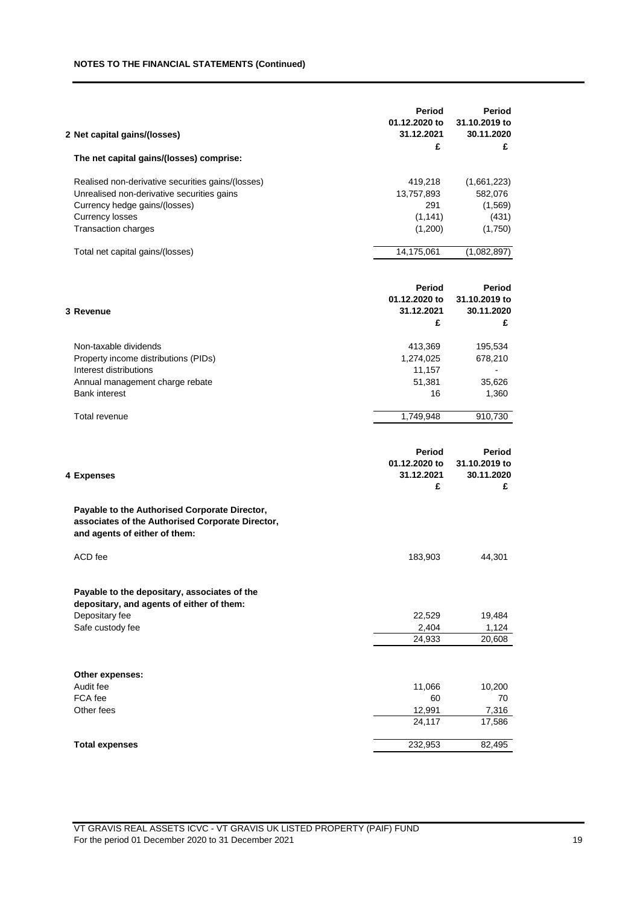**NOTES TO THE FINANCIAL STATEMENTS (Continued)**

| **2 Net capital gains/(losses)** | **Period 01.12.2020 to 31.12.2021** | **Period 31.10.2019 to 30.11.2020** |
|---|---|---|
| | **£** | **£** |
| **The net capital gains/(losses) comprise:** | | |
| Realised non-derivative securities gains/(losses) | 419,218 | (1,661,223) |
| Unrealised non-derivative securities gains | 13,757,893 | 582,076 |
| Currency hedge gains/(losses) | 291 | (1,569) |
| Currency losses | (1,141) | (431) |
| Transaction charges | (1,200) | (1,750) |
| Total net capital gains/(losses) | 14,175,061 | (1,082,897) |

| **3 Revenue** | **Period 01.12.2020 to 31.12.2021** | **Period 31.10.2019 to 30.11.2020** |
|---|---|---|
| | **£** | **£** |
| Non-taxable dividends | 413,369 | 195,534 |
| Property income distributions (PIDs) | 1,274,025 | 678,210 |
| Interest distributions | 11,157 | - |
| Annual management charge rebate | 51,381 | 35,626 |
| Bank interest | 16 | 1,360 |
| Total revenue | 1,749,948 | 910,730 |

| **4 Expenses** | **Period 01.12.2020 to 31.12.2021** | **Period 31.10.2019 to 30.11.2020** |
|---|---|---|
| | **£** | **£** |
| **Payable to the Authorised Corporate Director, associates of the Authorised Corporate Director, and agents of either of them:** | | |
| ACD fee | 183,903 | 44,301 |
| **Payable to the depositary, associates of the depositary, and agents of either of them:** | | |
| Depositary fee | 22,529 | 19,484 |
| Safe custody fee | 2,404 | 1,124 |
| | 24,933 | 20,608 |
| **Other expenses:** | | |
| Audit fee | 11,066 | 10,200 |
| FCA fee | 60 | 70 |
| Other fees | 12,991 | 7,316 |
| | 24,117 | 17,586 |
| **Total expenses** | 232,953 | 82,495 |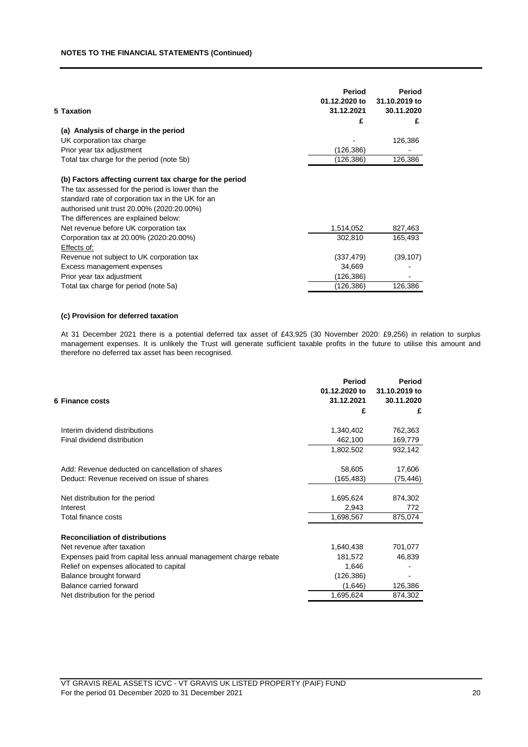**NOTES TO THE FINANCIAL STATEMENTS (Continued)**

| 5 Taxation | Period 01.12.2020 to 31.12.2021 | Period 31.10.2019 to 30.11.2020 |
|---|---|---|
| | £ | £ |
| **(a) Analysis of charge in the period** | | |
| UK corporation tax charge | - | 126,386 |
| Prior year tax adjustment | (126,386) | - |
| Total tax charge for the period (note 5b) | (126,386) | 126,386 |
| | | |
| **(b) Factors affecting current tax charge for the period** | | |
| The tax assessed for the period is lower than the standard rate of corporation tax in the UK for an authorised unit trust 20.00% (2020:20.00%) | | |
| The differences are explained below: | | |
| Net revenue before UK corporation tax | 1,514,052 | 827,463 |
| Corporation tax at 20.00% (2020:20.00%) | 302,810 | 165,493 |
| Effects of: | | |
| Revenue not subject to UK corporation tax | (337,479) | (39,107) |
| Excess management expenses | 34,669 | - |
| Prior year tax adjustment | (126,386) | - |
| Total tax charge for period (note 5a) | (126,386) | 126,386 |

**(c) Provision for deferred taxation**

At 31 December 2021 there is a potential deferred tax asset of £43,925 (30 November 2020: £9,256) in relation to surplus management expenses. It is unlikely the Trust will generate sufficient taxable profits in the future to utilise this amount and therefore no deferred tax asset has been recognised.

| 6 Finance costs | Period 01.12.2020 to 31.12.2021 | Period 31.10.2019 to 30.11.2020 |
|---|---|---|
| | £ | £ |
| Interim dividend distributions | 1,340,402 | 762,363 |
| Final dividend distribution | 462,100 | 169,779 |
| | 1,802,502 | 932,142 |
| | | |
| Add: Revenue deducted on cancellation of shares | 58,605 | 17,606 |
| Deduct: Revenue received on issue of shares | (165,483) | (75,446) |
| | | |
| Net distribution for the period | 1,695,624 | 874,302 |
| Interest | 2,943 | 772 |
| Total finance costs | 1,698,567 | 875,074 |
| | | |
| **Reconciliation of distributions** | | |
| Net revenue after taxation | 1,640,438 | 701,077 |
| Expenses paid from capital less annual management charge rebate | 181,572 | 46,839 |
| Relief on expenses allocated to capital | 1,646 | - |
| Balance brought forward | (126,386) | - |
| Balance carried forward | (1,646) | 126,386 |
| Net distribution for the period | 1,695,624 | 874,302 |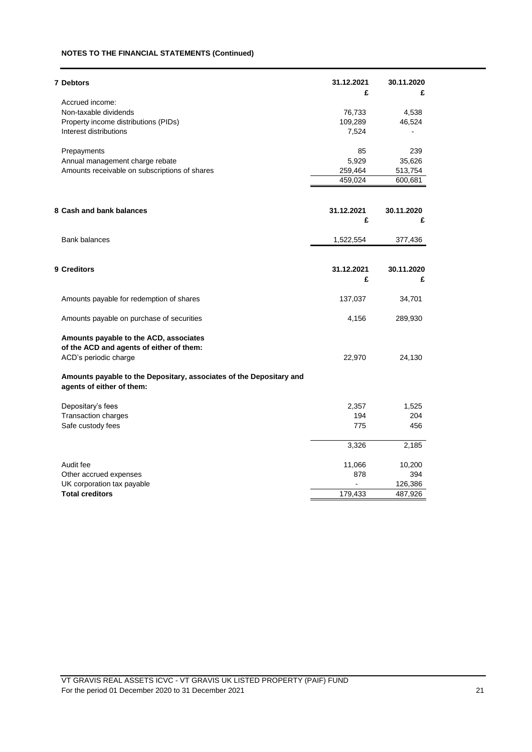**NOTES TO THE FINANCIAL STATEMENTS (Continued)**

| **7 Debtors** | **31.12.2021** | **30.11.2020** |
|---|---|---|
| | **£** | **£** |
| Accrued income: | | |
| Non-taxable dividends | 76,733 | 4,538 |
| Property income distributions (PIDs) | 109,289 | 46,524 |
| Interest distributions | 7,524 | - |
| Prepayments | 85 | 239 |
| Annual management charge rebate | 5,929 | 35,626 |
| Amounts receivable on subscriptions of shares | 259,464 | 513,754 |
| | 459,024 | 600,681 |

| **8 Cash and bank balances** | **31.12.2021** | **30.11.2020** |
|---|---|---|
| | **£** | **£** |
| Bank balances | 1,522,554 | 377,436 |

| **9 Creditors** | **31.12.2021** | **30.11.2020** |
|---|---|---|
| | **£** | **£** |
| Amounts payable for redemption of shares | 137,037 | 34,701 |
| Amounts payable on purchase of securities | 4,156 | 289,930 |
| **Amounts payable to the ACD, associates of the ACD and agents of either of them:** | | |
| ACD's periodic charge | 22,970 | 24,130 |
| **Amounts payable to the Depositary, associates of the Depositary and agents of either of them:** | | |
| Depositary's fees | 2,357 | 1,525 |
| Transaction charges | 194 | 204 |
| Safe custody fees | 775 | 456 |
| | 3,326 | 2,185 |
| Audit fee | 11,066 | 10,200 |
| Other accrued expenses | 878 | 394 |
| UK corporation tax payable | - | 126,386 |
| **Total creditors** | 179,433 | 487,926 |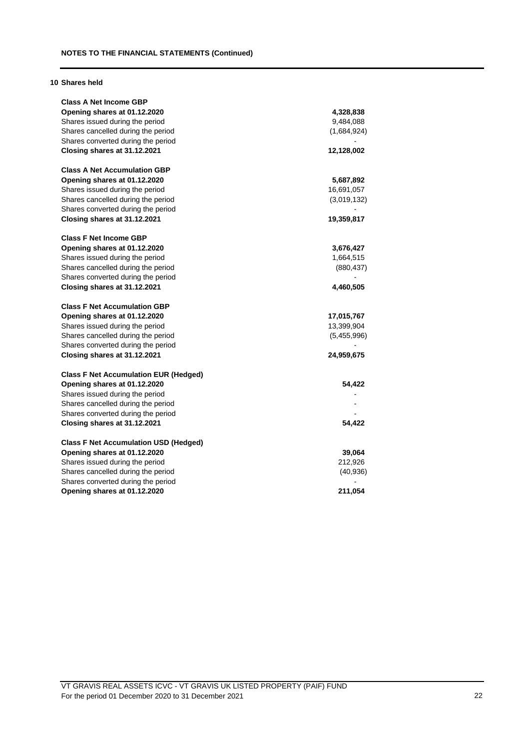**NOTES TO THE FINANCIAL STATEMENTS (Continued)**

## 10 Shares held

| | |
|---|---|
| **Class A Net Income GBP** | |
| **Opening shares at 01.12.2020** | **4,328,838** |
| Shares issued during the period | 9,484,088 |
| Shares cancelled during the period | (1,684,924) |
| Shares converted during the period | - |
| **Closing shares at 31.12.2021** | **12,128,002** |
| | |
| **Class A Net Accumulation GBP** | |
| **Opening shares at 01.12.2020** | **5,687,892** |
| Shares issued during the period | 16,691,057 |
| Shares cancelled during the period | (3,019,132) |
| Shares converted during the period | - |
| **Closing shares at 31.12.2021** | **19,359,817** |
| | |
| **Class F Net Income GBP** | |
| **Opening shares at 01.12.2020** | **3,676,427** |
| Shares issued during the period | 1,664,515 |
| Shares cancelled during the period | (880,437) |
| Shares converted during the period | - |
| **Closing shares at 31.12.2021** | **4,460,505** |
| | |
| **Class F Net Accumulation GBP** | |
| **Opening shares at 01.12.2020** | **17,015,767** |
| Shares issued during the period | 13,399,904 |
| Shares cancelled during the period | (5,455,996) |
| Shares converted during the period | - |
| **Closing shares at 31.12.2021** | **24,959,675** |
| | |
| **Class F Net Accumulation EUR (Hedged)** | |
| **Opening shares at 01.12.2020** | **54,422** |
| Shares issued during the period | - |
| Shares cancelled during the period | - |
| Shares converted during the period | - |
| **Closing shares at 31.12.2021** | **54,422** |
| | |
| **Class F Net Accumulation USD (Hedged)** | |
| **Opening shares at 01.12.2020** | **39,064** |
| Shares issued during the period | 212,926 |
| Shares cancelled during the period | (40,936) |
| Shares converted during the period | - |
| **Opening shares at 01.12.2020** | **211,054** |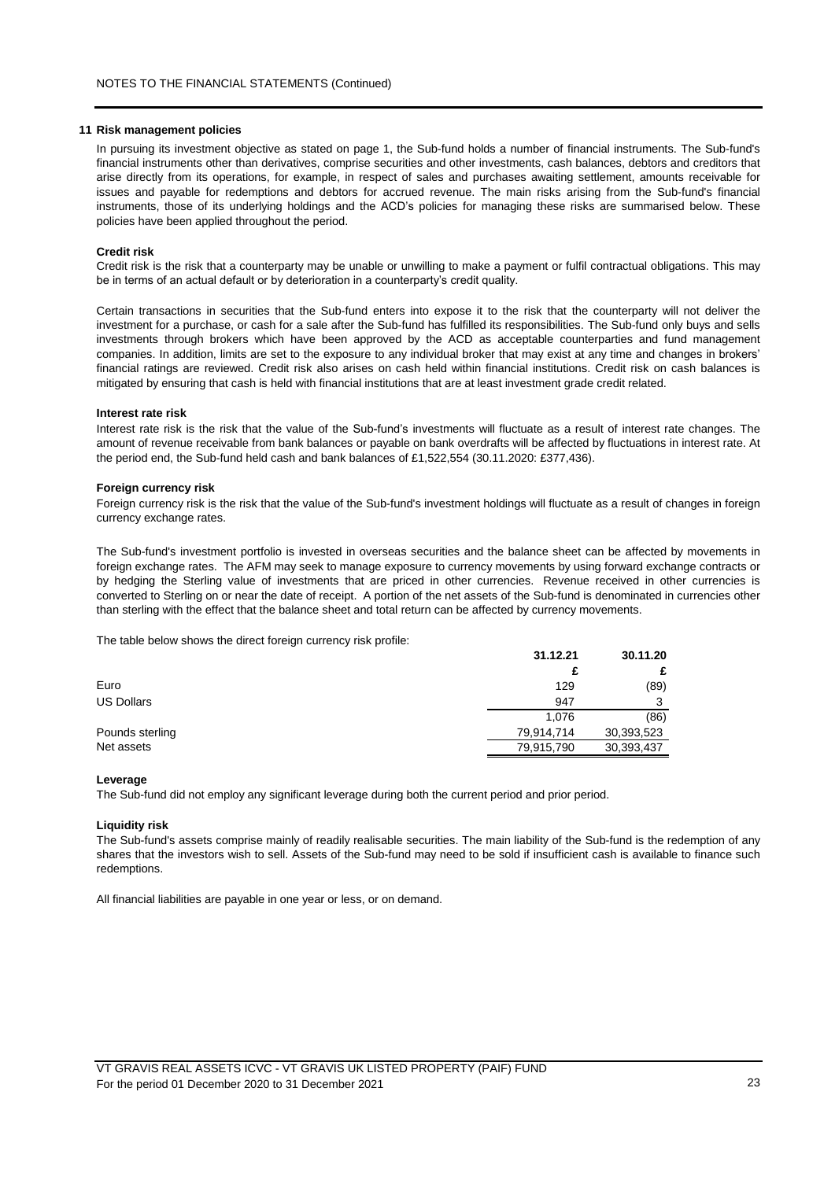## 11 Risk management policies

In pursuing its investment objective as stated on page 1, the Sub-fund holds a number of financial instruments. The Sub-fund's financial instruments other than derivatives, comprise securities and other investments, cash balances, debtors and creditors that arise directly from its operations, for example, in respect of sales and purchases awaiting settlement, amounts receivable for issues and payable for redemptions and debtors for accrued revenue. The main risks arising from the Sub-fund's financial instruments, those of its underlying holdings and the ACD's policies for managing these risks are summarised below. These policies have been applied throughout the period.

**Credit risk**

Credit risk is the risk that a counterparty may be unable or unwilling to make a payment or fulfil contractual obligations. This may be in terms of an actual default or by deterioration in a counterparty's credit quality.

Certain transactions in securities that the Sub-fund enters into expose it to the risk that the counterparty will not deliver the investment for a purchase, or cash for a sale after the Sub-fund has fulfilled its responsibilities. The Sub-fund only buys and sells investments through brokers which have been approved by the ACD as acceptable counterparties and fund management companies. In addition, limits are set to the exposure to any individual broker that may exist at any time and changes in brokers' financial ratings are reviewed. Credit risk also arises on cash held within financial institutions. Credit risk on cash balances is mitigated by ensuring that cash is held with financial institutions that are at least investment grade credit related.

**Interest rate risk**

Interest rate risk is the risk that the value of the Sub-fund's investments will fluctuate as a result of interest rate changes. The amount of revenue receivable from bank balances or payable on bank overdrafts will be affected by fluctuations in interest rate. At the period end, the Sub-fund held cash and bank balances of £1,522,554 (30.11.2020: £377,436).

**Foreign currency risk**

Foreign currency risk is the risk that the value of the Sub-fund's investment holdings will fluctuate as a result of changes in foreign currency exchange rates.

The Sub-fund's investment portfolio is invested in overseas securities and the balance sheet can be affected by movements in foreign exchange rates. The AFM may seek to manage exposure to currency movements by using forward exchange contracts or by hedging the Sterling value of investments that are priced in other currencies. Revenue received in other currencies is converted to Sterling on or near the date of receipt. A portion of the net assets of the Sub-fund is denominated in currencies other than sterling with the effect that the balance sheet and total return can be affected by currency movements.

The table below shows the direct foreign currency risk profile:

| | 31.12.21 | 30.11.20 |
|---|---|---|
| | £ | £ |
| Euro | 129 | (89) |
| US Dollars | 947 | 3 |
| | 1,076 | (86) |
| Pounds sterling | 79,914,714 | 30,393,523 |
| Net assets | 79,915,790 | 30,393,437 |

**Leverage**

The Sub-fund did not employ any significant leverage during both the current period and prior period.

**Liquidity risk**

The Sub-fund's assets comprise mainly of readily realisable securities. The main liability of the Sub-fund is the redemption of any shares that the investors wish to sell. Assets of the Sub-fund may need to be sold if insufficient cash is available to finance such redemptions.

All financial liabilities are payable in one year or less, or on demand.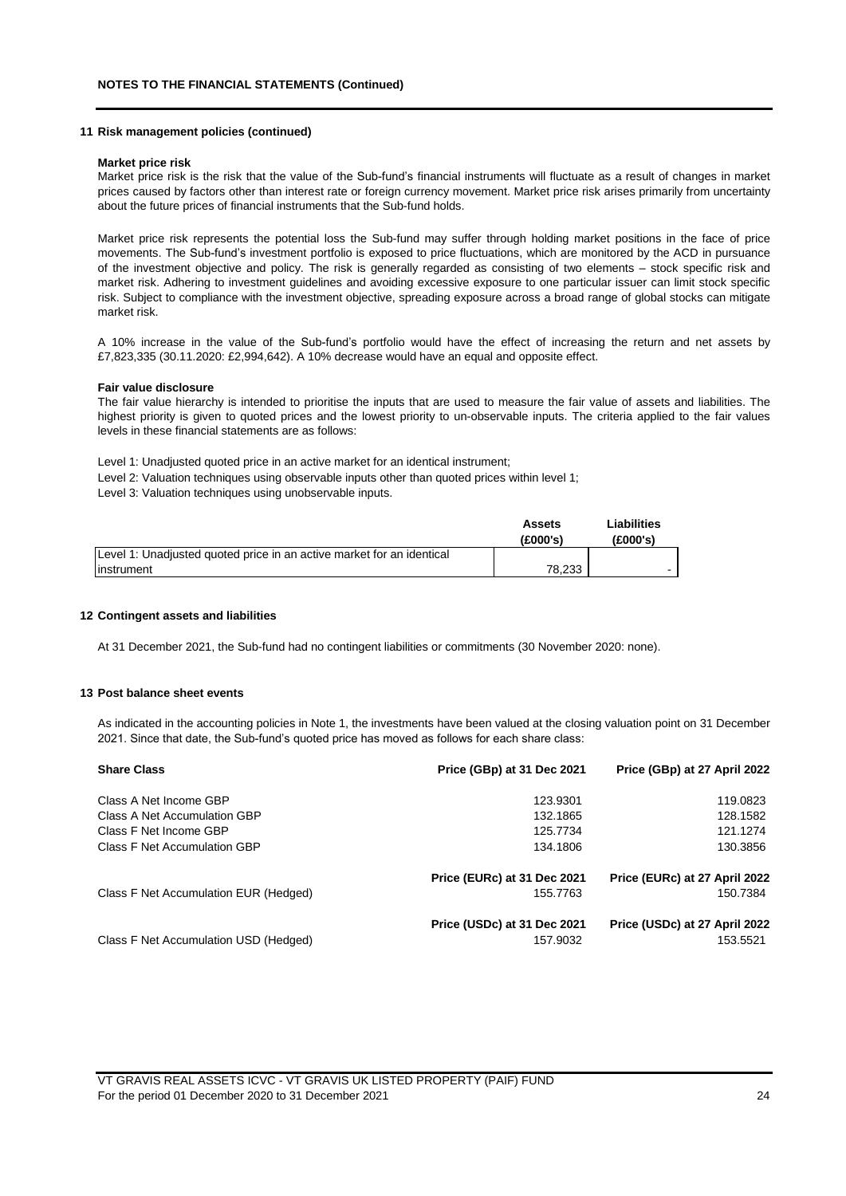**NOTES TO THE FINANCIAL STATEMENTS (Continued)**

**11 Risk management policies (continued)**

**Market price risk**

Market price risk is the risk that the value of the Sub-fund's financial instruments will fluctuate as a result of changes in market prices caused by factors other than interest rate or foreign currency movement. Market price risk arises primarily from uncertainty about the future prices of financial instruments that the Sub-fund holds.

Market price risk represents the potential loss the Sub-fund may suffer through holding market positions in the face of price movements. The Sub-fund's investment portfolio is exposed to price fluctuations, which are monitored by the ACD in pursuance of the investment objective and policy. The risk is generally regarded as consisting of two elements – stock specific risk and market risk. Adhering to investment guidelines and avoiding excessive exposure to one particular issuer can limit stock specific risk. Subject to compliance with the investment objective, spreading exposure across a broad range of global stocks can mitigate market risk.

A 10% increase in the value of the Sub-fund's portfolio would have the effect of increasing the return and net assets by £7,823,335 (30.11.2020: £2,994,642). A 10% decrease would have an equal and opposite effect.

**Fair value disclosure**

The fair value hierarchy is intended to prioritise the inputs that are used to measure the fair value of assets and liabilities. The highest priority is given to quoted prices and the lowest priority to un-observable inputs. The criteria applied to the fair values levels in these financial statements are as follows:

Level 1: Unadjusted quoted price in an active market for an identical instrument;

Level 2: Valuation techniques using observable inputs other than quoted prices within level 1;

Level 3: Valuation techniques using unobservable inputs.

| | Assets (£000's) | Liabilities (£000's) |
|---|---|---|
| Level 1: Unadjusted quoted price in an active market for an identical instrument | 78,233 | - |

**12 Contingent assets and liabilities**

At 31 December 2021, the Sub-fund had no contingent liabilities or commitments (30 November 2020: none).

**13 Post balance sheet events**

As indicated in the accounting policies in Note 1, the investments have been valued at the closing valuation point on 31 December 2021. Since that date, the Sub-fund's quoted price has moved as follows for each share class:

| Share Class | Price (GBp) at 31 Dec 2021 | Price (GBp) at 27 April 2022 |
|---|---|---|
| Class A Net Income GBP | 123.9301 | 119.0823 |
| Class A Net Accumulation GBP | 132.1865 | 128.1582 |
| Class F Net Income GBP | 125.7734 | 121.1274 |
| Class F Net Accumulation GBP | 134.1806 | 130.3856 |
| | **Price (EURc) at 31 Dec 2021** | **Price (EURc) at 27 April 2022** |
| Class F Net Accumulation EUR (Hedged) | 155.7763 | 150.7384 |
| | **Price (USDc) at 31 Dec 2021** | **Price (USDc) at 27 April 2022** |
| Class F Net Accumulation USD (Hedged) | 157.9032 | 153.5521 |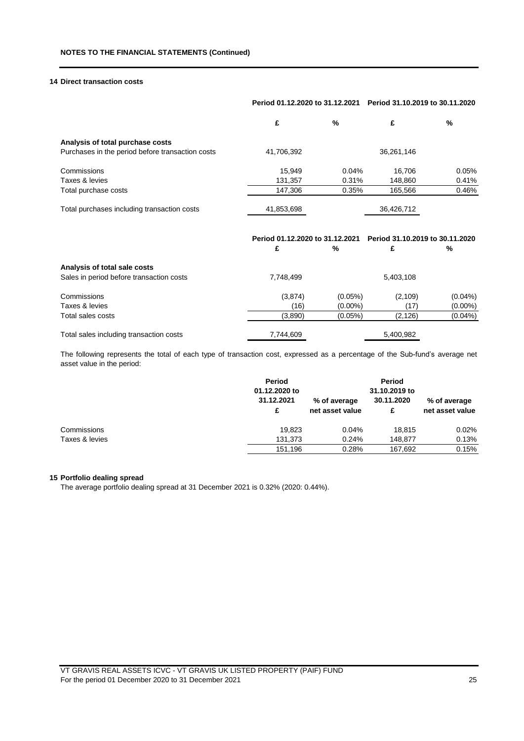**NOTES TO THE FINANCIAL STATEMENTS (Continued)**

### 14 Direct transaction costs

| | Period 01.12.2020 to 31.12.2021 | | Period 31.10.2019 to 30.11.2020 | |
|---|---|---|---|---|
| | £ | % | £ | % |
| **Analysis of total purchase costs** | | | | |
| Purchases in the period before transaction costs | 41,706,392 | | 36,261,146 | |
| Commissions | 15,949 | 0.04% | 16,706 | 0.05% |
| Taxes & levies | 131,357 | 0.31% | 148,860 | 0.41% |
| Total purchase costs | 147,306 | 0.35% | 165,566 | 0.46% |
| Total purchases including transaction costs | 41,853,698 | | 36,426,712 | |

| | Period 01.12.2020 to 31.12.2021 | | Period 31.10.2019 to 30.11.2020 | |
|---|---|---|---|---|
| | £ | % | £ | % |
| **Analysis of total sale costs** | | | | |
| Sales in period before transaction costs | 7,748,499 | | 5,403,108 | |
| Commissions | (3,874) | (0.05%) | (2,109) | (0.04%) |
| Taxes & levies | (16) | (0.00%) | (17) | (0.00%) |
| Total sales costs | (3,890) | (0.05%) | (2,126) | (0.04%) |
| Total sales including transaction costs | 7,744,609 | | 5,400,982 | |

The following represents the total of each type of transaction cost, expressed as a percentage of the Sub-fund's average net asset value in the period:

| | Period 01.12.2020 to 31.12.2021 £ | % of average net asset value | Period 31.10.2019 to 30.11.2020 £ | % of average net asset value |
|---|---|---|---|---|
| Commissions | 19,823 | 0.04% | 18,815 | 0.02% |
| Taxes & levies | 131,373 | 0.24% | 148,877 | 0.13% |
| | 151,196 | 0.28% | 167,692 | 0.15% |

### 15 Portfolio dealing spread

The average portfolio dealing spread at 31 December 2021 is 0.32% (2020: 0.44%).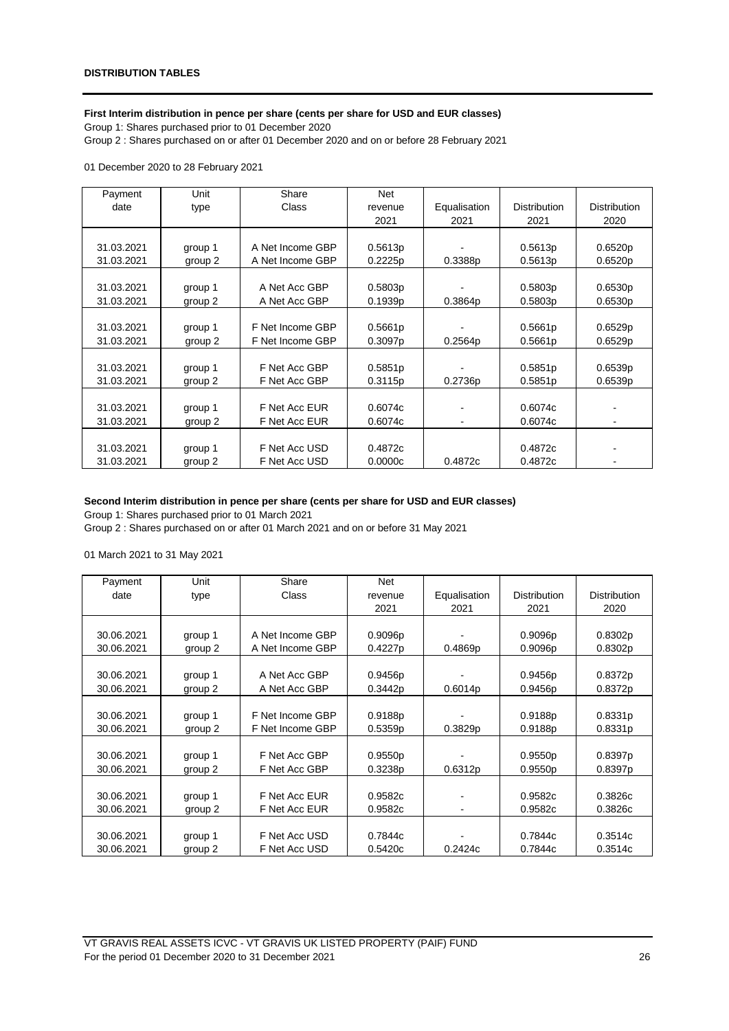## DISTRIBUTION TABLES

**First Interim distribution in pence per share (cents per share for USD and EUR classes)**

Group 1: Shares purchased prior to 01 December 2020

Group 2 : Shares purchased on or after 01 December 2020 and on or before 28 February 2021

01 December 2020 to 28 February 2021

| Payment date | Unit type | Share Class | Net revenue 2021 | Equalisation 2021 | Distribution 2021 | Distribution 2020 |
|---|---|---|---|---|---|---|
| 31.03.2021 | group 1 | A Net Income GBP | 0.5613p | - | 0.5613p | 0.6520p |
| 31.03.2021 | group 2 | A Net Income GBP | 0.2225p | 0.3388p | 0.5613p | 0.6520p |
| 31.03.2021 | group 1 | A Net Acc GBP | 0.5803p | - | 0.5803p | 0.6530p |
| 31.03.2021 | group 2 | A Net Acc GBP | 0.1939p | 0.3864p | 0.5803p | 0.6530p |
| 31.03.2021 | group 1 | F Net Income GBP | 0.5661p | - | 0.5661p | 0.6529p |
| 31.03.2021 | group 2 | F Net Income GBP | 0.3097p | 0.2564p | 0.5661p | 0.6529p |
| 31.03.2021 | group 1 | F Net Acc GBP | 0.5851p | - | 0.5851p | 0.6539p |
| 31.03.2021 | group 2 | F Net Acc GBP | 0.3115p | 0.2736p | 0.5851p | 0.6539p |
| 31.03.2021 | group 1 | F Net Acc EUR | 0.6074c | - | 0.6074c | - |
| 31.03.2021 | group 2 | F Net Acc EUR | 0.6074c | - | 0.6074c | - |
| 31.03.2021 | group 1 | F Net Acc USD | 0.4872c | | 0.4872c | - |
| 31.03.2021 | group 2 | F Net Acc USD | 0.0000c | 0.4872c | 0.4872c | - |

**Second Interim distribution in pence per share (cents per share for USD and EUR classes)**

Group 1: Shares purchased prior to 01 March 2021

Group 2 : Shares purchased on or after 01 March 2021 and on or before 31 May 2021

01 March 2021 to 31 May 2021

| Payment date | Unit type | Share Class | Net revenue 2021 | Equalisation 2021 | Distribution 2021 | Distribution 2020 |
|---|---|---|---|---|---|---|
| 30.06.2021 | group 1 | A Net Income GBP | 0.9096p | - | 0.9096p | 0.8302p |
| 30.06.2021 | group 2 | A Net Income GBP | 0.4227p | 0.4869p | 0.9096p | 0.8302p |
| 30.06.2021 | group 1 | A Net Acc GBP | 0.9456p | - | 0.9456p | 0.8372p |
| 30.06.2021 | group 2 | A Net Acc GBP | 0.3442p | 0.6014p | 0.9456p | 0.8372p |
| 30.06.2021 | group 1 | F Net Income GBP | 0.9188p | - | 0.9188p | 0.8331p |
| 30.06.2021 | group 2 | F Net Income GBP | 0.5359p | 0.3829p | 0.9188p | 0.8331p |
| 30.06.2021 | group 1 | F Net Acc GBP | 0.9550p | - | 0.9550p | 0.8397p |
| 30.06.2021 | group 2 | F Net Acc GBP | 0.3238p | 0.6312p | 0.9550p | 0.8397p |
| 30.06.2021 | group 1 | F Net Acc EUR | 0.9582c | - | 0.9582c | 0.3826c |
| 30.06.2021 | group 2 | F Net Acc EUR | 0.9582c | - | 0.9582c | 0.3826c |
| 30.06.2021 | group 1 | F Net Acc USD | 0.7844c | - | 0.7844c | 0.3514c |
| 30.06.2021 | group 2 | F Net Acc USD | 0.5420c | 0.2424c | 0.7844c | 0.3514c |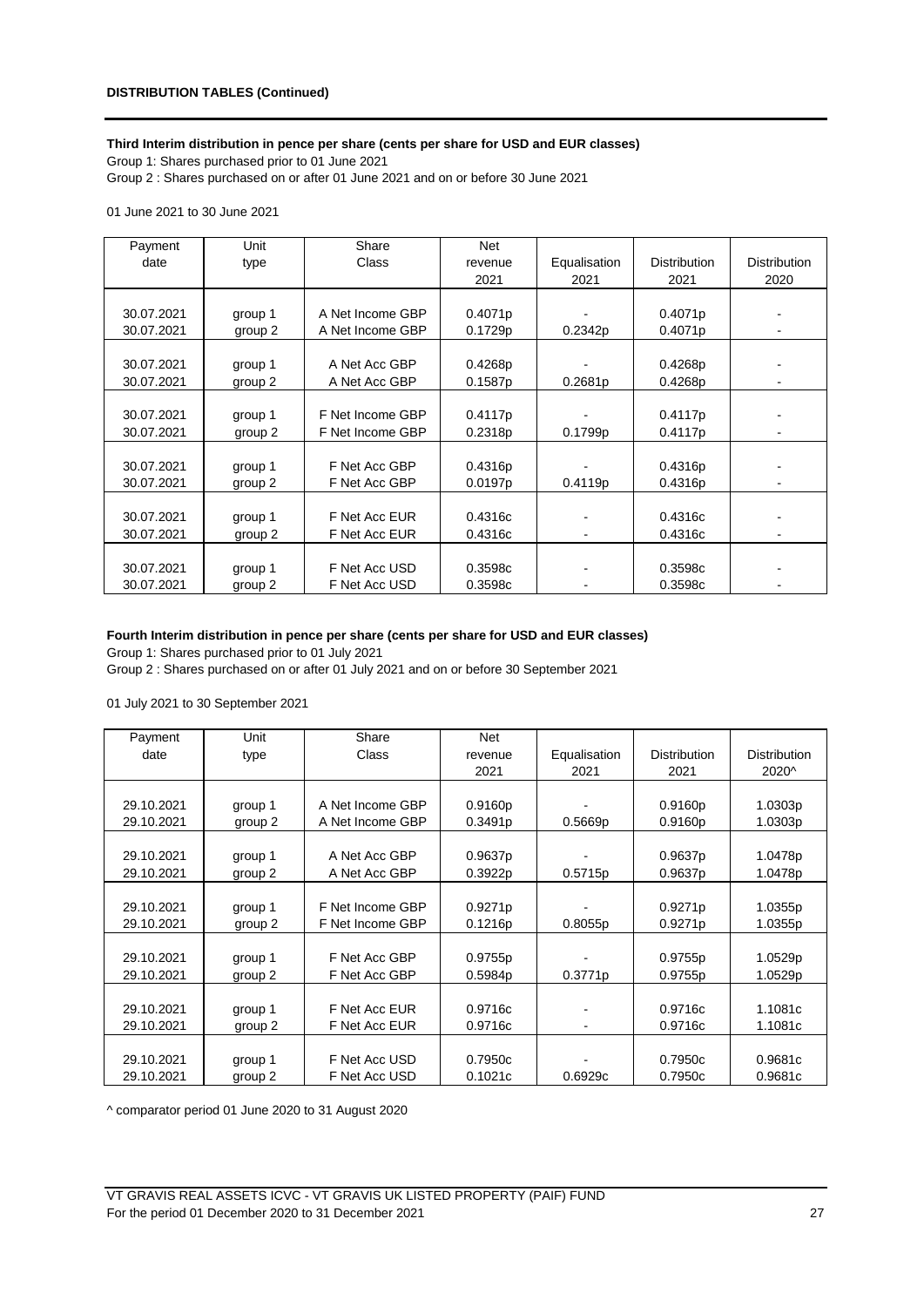**DISTRIBUTION TABLES (Continued)**

**Third Interim distribution in pence per share (cents per share for USD and EUR classes)**

Group 1: Shares purchased prior to 01 June 2021

Group 2 : Shares purchased on or after 01 June 2021 and on or before 30 June 2021

01 June 2021 to 30 June 2021

| Payment date | Unit type | Share Class | Net revenue 2021 | Equalisation 2021 | Distribution 2021 | Distribution 2020 |
|---|---|---|---|---|---|---|
| 30.07.2021 | group 1 | A Net Income GBP | 0.4071p | - | 0.4071p | - |
| 30.07.2021 | group 2 | A Net Income GBP | 0.1729p | 0.2342p | 0.4071p | - |
| 30.07.2021 | group 1 | A Net Acc GBP | 0.4268p | - | 0.4268p | - |
| 30.07.2021 | group 2 | A Net Acc GBP | 0.1587p | 0.2681p | 0.4268p | - |
| 30.07.2021 | group 1 | F Net Income GBP | 0.4117p | - | 0.4117p | - |
| 30.07.2021 | group 2 | F Net Income GBP | 0.2318p | 0.1799p | 0.4117p | - |
| 30.07.2021 | group 1 | F Net Acc GBP | 0.4316p | - | 0.4316p | - |
| 30.07.2021 | group 2 | F Net Acc GBP | 0.0197p | 0.4119p | 0.4316p | - |
| 30.07.2021 | group 1 | F Net Acc EUR | 0.4316c | - | 0.4316c | - |
| 30.07.2021 | group 2 | F Net Acc EUR | 0.4316c | - | 0.4316c | - |
| 30.07.2021 | group 1 | F Net Acc USD | 0.3598c | - | 0.3598c | - |
| 30.07.2021 | group 2 | F Net Acc USD | 0.3598c | - | 0.3598c | - |

**Fourth Interim distribution in pence per share (cents per share for USD and EUR classes)**

Group 1: Shares purchased prior to 01 July 2021

Group 2 : Shares purchased on or after 01 July 2021 and on or before 30 September 2021

01 July 2021 to 30 September 2021

| Payment date | Unit type | Share Class | Net revenue 2021 | Equalisation 2021 | Distribution 2021 | Distribution 2020^ |
|---|---|---|---|---|---|---|
| 29.10.2021 | group 1 | A Net Income GBP | 0.9160p | - | 0.9160p | 1.0303p |
| 29.10.2021 | group 2 | A Net Income GBP | 0.3491p | 0.5669p | 0.9160p | 1.0303p |
| 29.10.2021 | group 1 | A Net Acc GBP | 0.9637p | - | 0.9637p | 1.0478p |
| 29.10.2021 | group 2 | A Net Acc GBP | 0.3922p | 0.5715p | 0.9637p | 1.0478p |
| 29.10.2021 | group 1 | F Net Income GBP | 0.9271p | - | 0.9271p | 1.0355p |
| 29.10.2021 | group 2 | F Net Income GBP | 0.1216p | 0.8055p | 0.9271p | 1.0355p |
| 29.10.2021 | group 1 | F Net Acc GBP | 0.9755p | - | 0.9755p | 1.0529p |
| 29.10.2021 | group 2 | F Net Acc GBP | 0.5984p | 0.3771p | 0.9755p | 1.0529p |
| 29.10.2021 | group 1 | F Net Acc EUR | 0.9716c | - | 0.9716c | 1.1081c |
| 29.10.2021 | group 2 | F Net Acc EUR | 0.9716c | - | 0.9716c | 1.1081c |
| 29.10.2021 | group 1 | F Net Acc USD | 0.7950c | - | 0.7950c | 0.9681c |
| 29.10.2021 | group 2 | F Net Acc USD | 0.1021c | 0.6929c | 0.7950c | 0.9681c |

^ comparator period 01 June 2020 to 31 August 2020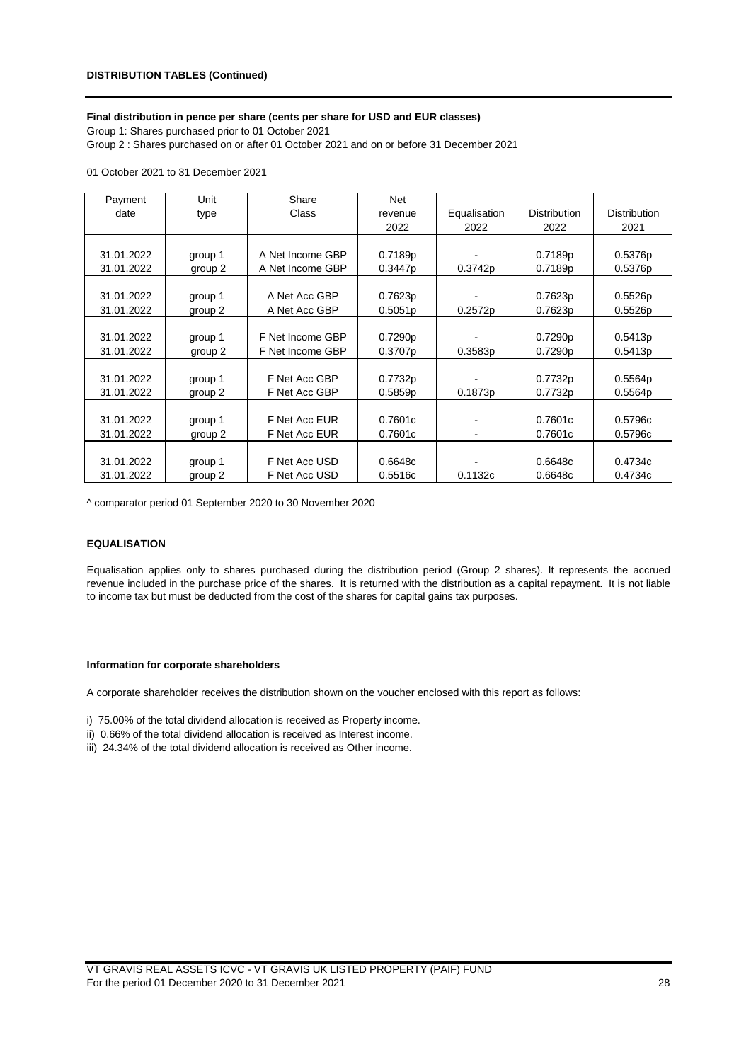**DISTRIBUTION TABLES (Continued)**

**Final distribution in pence per share (cents per share for USD and EUR classes)**

Group 1: Shares purchased prior to 01 October 2021

Group 2 : Shares purchased on or after 01 October 2021 and on or before 31 December 2021

01 October 2021 to 31 December 2021

| Payment date | Unit type | Share Class | Net revenue 2022 | Equalisation 2022 | Distribution 2022 | Distribution 2021 |
|---|---|---|---|---|---|---|
| 31.01.2022 | group 1 | A Net Income GBP | 0.7189p | - | 0.7189p | 0.5376p |
| 31.01.2022 | group 2 | A Net Income GBP | 0.3447p | 0.3742p | 0.7189p | 0.5376p |
| 31.01.2022 | group 1 | A Net Acc GBP | 0.7623p | - | 0.7623p | 0.5526p |
| 31.01.2022 | group 2 | A Net Acc GBP | 0.5051p | 0.2572p | 0.7623p | 0.5526p |
| 31.01.2022 | group 1 | F Net Income GBP | 0.7290p | - | 0.7290p | 0.5413p |
| 31.01.2022 | group 2 | F Net Income GBP | 0.3707p | 0.3583p | 0.7290p | 0.5413p |
| 31.01.2022 | group 1 | F Net Acc GBP | 0.7732p | - | 0.7732p | 0.5564p |
| 31.01.2022 | group 2 | F Net Acc GBP | 0.5859p | 0.1873p | 0.7732p | 0.5564p |
| 31.01.2022 | group 1 | F Net Acc EUR | 0.7601c | - | 0.7601c | 0.5796c |
| 31.01.2022 | group 2 | F Net Acc EUR | 0.7601c | - | 0.7601c | 0.5796c |
| 31.01.2022 | group 1 | F Net Acc USD | 0.6648c | - | 0.6648c | 0.4734c |
| 31.01.2022 | group 2 | F Net Acc USD | 0.5516c | 0.1132c | 0.6648c | 0.4734c |

^ comparator period 01 September 2020 to 30 November 2020

**EQUALISATION**

Equalisation applies only to shares purchased during the distribution period (Group 2 shares). It represents the accrued revenue included in the purchase price of the shares. It is returned with the distribution as a capital repayment. It is not liable to income tax but must be deducted from the cost of the shares for capital gains tax purposes.

**Information for corporate shareholders**

A corporate shareholder receives the distribution shown on the voucher enclosed with this report as follows:

i) 75.00% of the total dividend allocation is received as Property income.

ii) 0.66% of the total dividend allocation is received as Interest income.

iii) 24.34% of the total dividend allocation is received as Other income.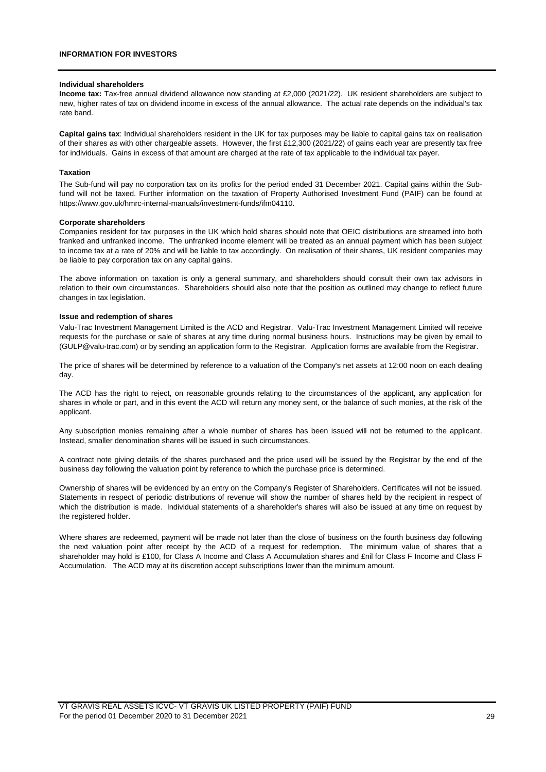## INFORMATION FOR INVESTORS

### Individual shareholders

**Income tax:** Tax-free annual dividend allowance now standing at £2,000 (2021/22). UK resident shareholders are subject to new, higher rates of tax on dividend income in excess of the annual allowance. The actual rate depends on the individual's tax rate band.

**Capital gains tax**: Individual shareholders resident in the UK for tax purposes may be liable to capital gains tax on realisation of their shares as with other chargeable assets. However, the first £12,300 (2021/22) of gains each year are presently tax free for individuals. Gains in excess of that amount are charged at the rate of tax applicable to the individual tax payer.

### Taxation

The Sub-fund will pay no corporation tax on its profits for the period ended 31 December 2021. Capital gains within the Sub-fund will not be taxed. Further information on the taxation of Property Authorised Investment Fund (PAIF) can be found at https://www.gov.uk/hmrc-internal-manuals/investment-funds/ifm04110.

### Corporate shareholders

Companies resident for tax purposes in the UK which hold shares should note that OEIC distributions are streamed into both franked and unfranked income. The unfranked income element will be treated as an annual payment which has been subject to income tax at a rate of 20% and will be liable to tax accordingly. On realisation of their shares, UK resident companies may be liable to pay corporation tax on any capital gains.

The above information on taxation is only a general summary, and shareholders should consult their own tax advisors in relation to their own circumstances. Shareholders should also note that the position as outlined may change to reflect future changes in tax legislation.

### Issue and redemption of shares

Valu-Trac Investment Management Limited is the ACD and Registrar. Valu-Trac Investment Management Limited will receive requests for the purchase or sale of shares at any time during normal business hours. Instructions may be given by email to (GULP@valu-trac.com) or by sending an application form to the Registrar. Application forms are available from the Registrar.

The price of shares will be determined by reference to a valuation of the Company's net assets at 12:00 noon on each dealing day.

The ACD has the right to reject, on reasonable grounds relating to the circumstances of the applicant, any application for shares in whole or part, and in this event the ACD will return any money sent, or the balance of such monies, at the risk of the applicant.

Any subscription monies remaining after a whole number of shares has been issued will not be returned to the applicant. Instead, smaller denomination shares will be issued in such circumstances.

A contract note giving details of the shares purchased and the price used will be issued by the Registrar by the end of the business day following the valuation point by reference to which the purchase price is determined.

Ownership of shares will be evidenced by an entry on the Company's Register of Shareholders. Certificates will not be issued. Statements in respect of periodic distributions of revenue will show the number of shares held by the recipient in respect of which the distribution is made. Individual statements of a shareholder's shares will also be issued at any time on request by the registered holder.

Where shares are redeemed, payment will be made not later than the close of business on the fourth business day following the next valuation point after receipt by the ACD of a request for redemption. The minimum value of shares that a shareholder may hold is £100, for Class A Income and Class A Accumulation shares and £nil for Class F Income and Class F Accumulation. The ACD may at its discretion accept subscriptions lower than the minimum amount.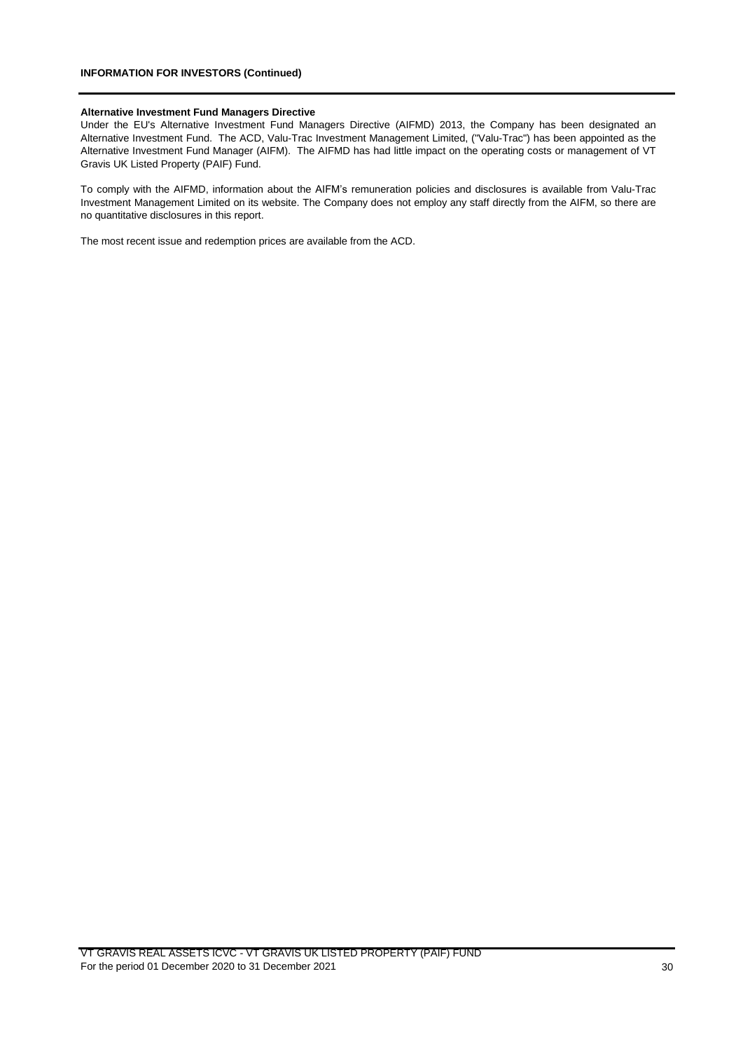## Alternative Investment Fund Managers Directive

Under the EU's Alternative Investment Fund Managers Directive (AIFMD) 2013, the Company has been designated an Alternative Investment Fund. The ACD, Valu-Trac Investment Management Limited, ("Valu-Trac") has been appointed as the Alternative Investment Fund Manager (AIFM). The AIFMD has had little impact on the operating costs or management of VT Gravis UK Listed Property (PAIF) Fund.

To comply with the AIFMD, information about the AIFM's remuneration policies and disclosures is available from Valu-Trac Investment Management Limited on its website. The Company does not employ any staff directly from the AIFM, so there are no quantitative disclosures in this report.

The most recent issue and redemption prices are available from the ACD.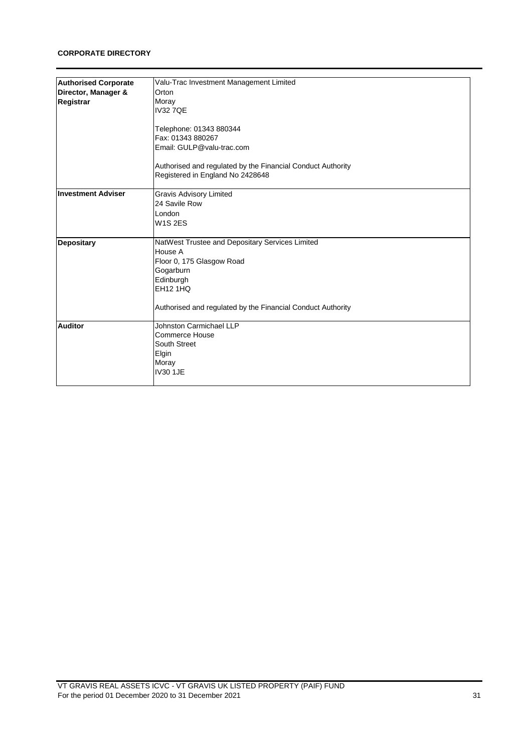**CORPORATE DIRECTORY**

| | |
|---|---|
| **Authorised Corporate Director, Manager & Registrar** | Valu-Trac Investment Management Limited<br>Orton<br>Moray<br>IV32 7QE<br><br>Telephone: 01343 880344<br>Fax: 01343 880267<br>Email: GULP@valu-trac.com<br><br>Authorised and regulated by the Financial Conduct Authority<br>Registered in England No 2428648 |
| **Investment Adviser** | Gravis Advisory Limited<br>24 Savile Row<br>London<br>W1S 2ES |
| **Depositary** | NatWest Trustee and Depositary Services Limited<br>House A<br>Floor 0, 175 Glasgow Road<br>Gogarburn<br>Edinburgh<br>EH12 1HQ<br><br>Authorised and regulated by the Financial Conduct Authority |
| **Auditor** | Johnston Carmichael LLP<br>Commerce House<br>South Street<br>Elgin<br>Moray<br>IV30 1JE |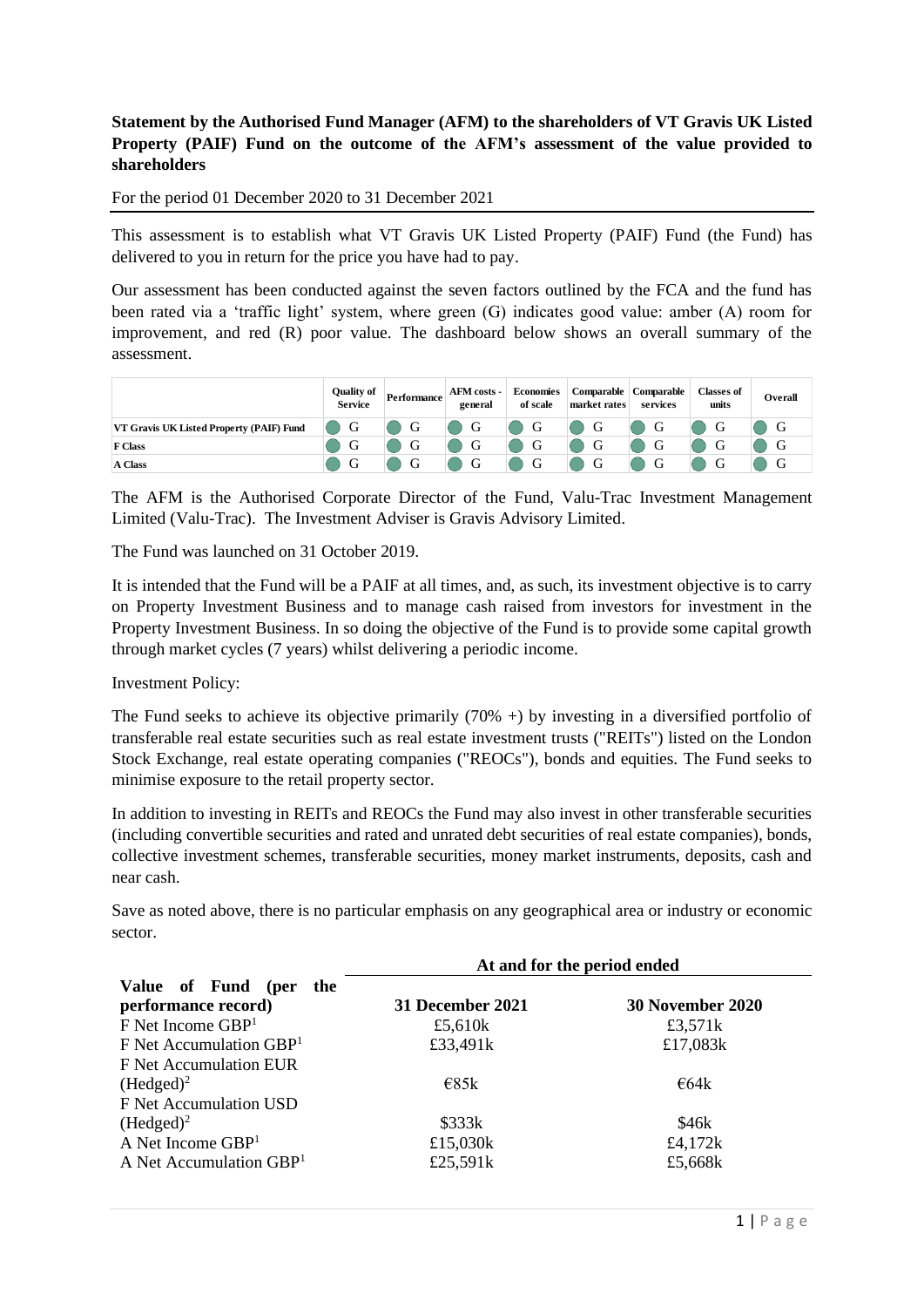**Statement by the Authorised Fund Manager (AFM) to the shareholders of VT Gravis UK Listed Property (PAIF) Fund on the outcome of the AFM's assessment of the value provided to shareholders**

For the period 01 December 2020 to 31 December 2021

This assessment is to establish what VT Gravis UK Listed Property (PAIF) Fund (the Fund) has delivered to you in return for the price you have had to pay.

Our assessment has been conducted against the seven factors outlined by the FCA and the fund has been rated via a 'traffic light' system, where green (G) indicates good value: amber (A) room for improvement, and red (R) poor value. The dashboard below shows an overall summary of the assessment.

| | Quality of Service | Performance | AFM costs - general | Economies of scale | Comparable market rates | Comparable services | Classes of units | Overall |
|---|---|---|---|---|---|---|---|---|
| **VT Gravis UK Listed Property (PAIF) Fund** | G | G | G | G | G | G | G | G |
| **F Class** | G | G | G | G | G | G | G | G |
| **A Class** | G | G | G | G | G | G | G | G |

The AFM is the Authorised Corporate Director of the Fund, Valu-Trac Investment Management Limited (Valu-Trac). The Investment Adviser is Gravis Advisory Limited.

The Fund was launched on 31 October 2019.

It is intended that the Fund will be a PAIF at all times, and, as such, its investment objective is to carry on Property Investment Business and to manage cash raised from investors for investment in the Property Investment Business. In so doing the objective of the Fund is to provide some capital growth through market cycles (7 years) whilst delivering a periodic income.

Investment Policy:

The Fund seeks to achieve its objective primarily (70% +) by investing in a diversified portfolio of transferable real estate securities such as real estate investment trusts ("REITs") listed on the London Stock Exchange, real estate operating companies ("REOCs"), bonds and equities. The Fund seeks to minimise exposure to the retail property sector.

In addition to investing in REITs and REOCs the Fund may also invest in other transferable securities (including convertible securities and rated and unrated debt securities of real estate companies), bonds, collective investment schemes, transferable securities, money market instruments, deposits, cash and near cash.

Save as noted above, there is no particular emphasis on any geographical area or industry or economic sector.

| | At and for the period ended | |
|---|---|---|
| **Value of Fund (per the performance record)** | **31 December 2021** | **30 November 2020** |
| F Net Income GBP[1] | £5,610k | £3,571k |
| F Net Accumulation GBP[1] | £33,491k | £17,083k |
| F Net Accumulation EUR (Hedged)[2] | €85k | €64k |
| F Net Accumulation USD (Hedged)[2] | $333k | $46k |
| A Net Income GBP[1] | £15,030k | £4,172k |
| A Net Accumulation GBP[1] | £25,591k | £5,668k |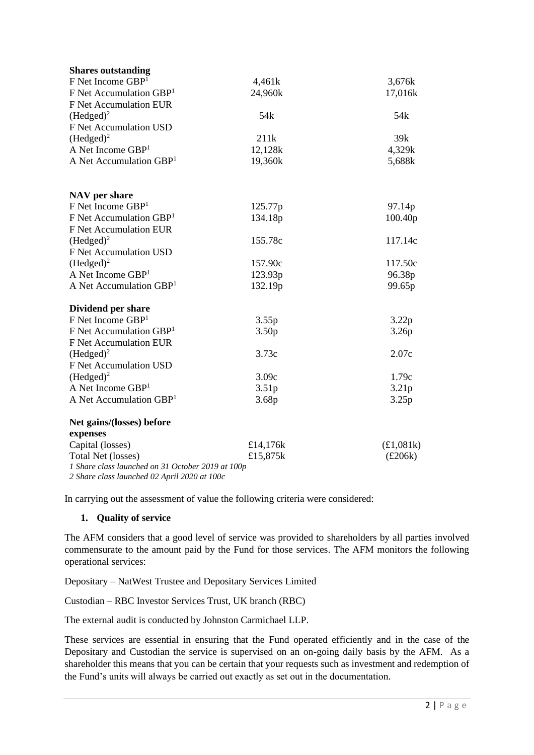| | | |
|---|---|---|
| **Shares outstanding** | | |
| F Net Income GBP[1] | 4,461k | 3,676k |
| F Net Accumulation GBP[1] | 24,960k | 17,016k |
| F Net Accumulation EUR (Hedged)[2] | 54k | 54k |
| F Net Accumulation USD (Hedged)[2] | 211k | 39k |
| A Net Income GBP[1] | 12,128k | 4,329k |
| A Net Accumulation GBP[1] | 19,360k | 5,688k |
| | | |
| **NAV per share** | | |
| F Net Income GBP[1] | 125.77p | 97.14p |
| F Net Accumulation GBP[1] | 134.18p | 100.40p |
| F Net Accumulation EUR (Hedged)[2] | 155.78c | 117.14c |
| F Net Accumulation USD (Hedged)[2] | 157.90c | 117.50c |
| A Net Income GBP[1] | 123.93p | 96.38p |
| A Net Accumulation GBP[1] | 132.19p | 99.65p |
| | | |
| **Dividend per share** | | |
| F Net Income GBP[1] | 3.55p | 3.22p |
| F Net Accumulation GBP[1] | 3.50p | 3.26p |
| F Net Accumulation EUR (Hedged)[2] | 3.73c | 2.07c |
| F Net Accumulation USD (Hedged)[2] | 3.09c | 1.79c |
| A Net Income GBP[1] | 3.51p | 3.21p |
| A Net Accumulation GBP[1] | 3.68p | 3.25p |
| | | |
| **Net gains/(losses) before expenses** | | |
| Capital (losses) | £14,176k | (£1,081k) |
| Total Net (losses) | £15,875k | (£206k) |

*1 Share class launched on 31 October 2019 at 100p*
*2 Share class launched 02 April 2020 at 100c*

In carrying out the assessment of value the following criteria were considered:

1. **Quality of service**

The AFM considers that a good level of service was provided to shareholders by all parties involved commensurate to the amount paid by the Fund for those services. The AFM monitors the following operational services:

Depositary – NatWest Trustee and Depositary Services Limited

Custodian – RBC Investor Services Trust, UK branch (RBC)

The external audit is conducted by Johnston Carmichael LLP.

These services are essential in ensuring that the Fund operated efficiently and in the case of the Depositary and Custodian the service is supervised on an on-going daily basis by the AFM. As a shareholder this means that you can be certain that your requests such as investment and redemption of the Fund's units will always be carried out exactly as set out in the documentation.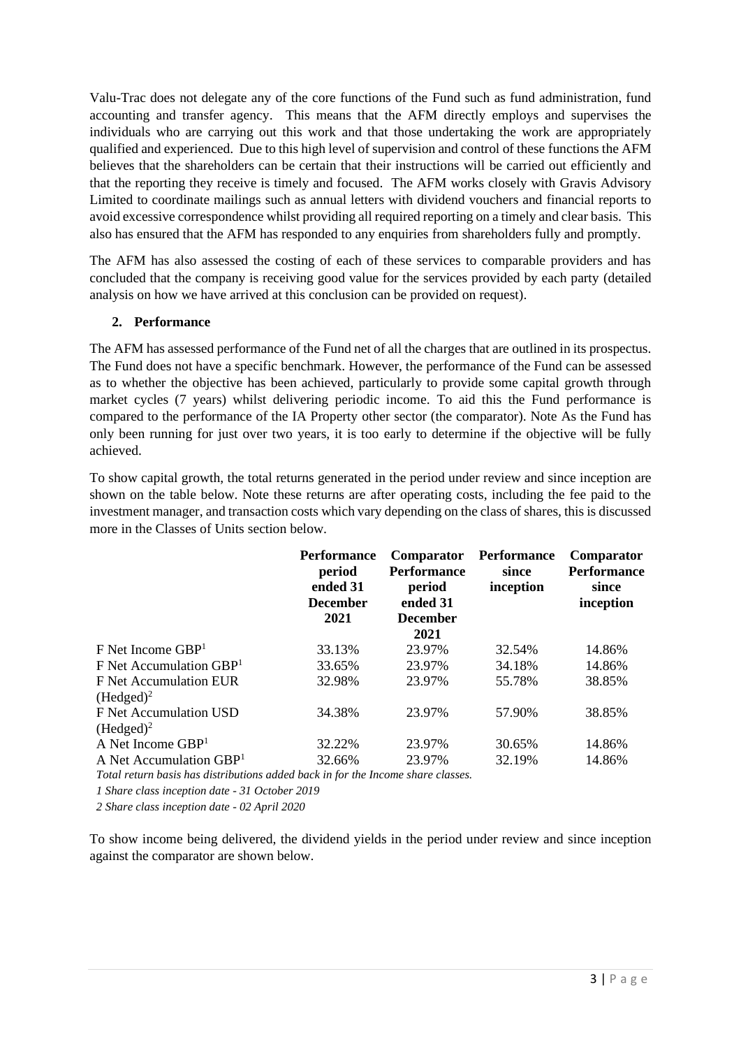Valu-Trac does not delegate any of the core functions of the Fund such as fund administration, fund accounting and transfer agency. This means that the AFM directly employs and supervises the individuals who are carrying out this work and that those undertaking the work are appropriately qualified and experienced. Due to this high level of supervision and control of these functions the AFM believes that the shareholders can be certain that their instructions will be carried out efficiently and that the reporting they receive is timely and focused. The AFM works closely with Gravis Advisory Limited to coordinate mailings such as annual letters with dividend vouchers and financial reports to avoid excessive correspondence whilst providing all required reporting on a timely and clear basis. This also has ensured that the AFM has responded to any enquiries from shareholders fully and promptly.

The AFM has also assessed the costing of each of these services to comparable providers and has concluded that the company is receiving good value for the services provided by each party (detailed analysis on how we have arrived at this conclusion can be provided on request).

## 2. Performance

The AFM has assessed performance of the Fund net of all the charges that are outlined in its prospectus. The Fund does not have a specific benchmark. However, the performance of the Fund can be assessed as to whether the objective has been achieved, particularly to provide some capital growth through market cycles (7 years) whilst delivering periodic income. To aid this the Fund performance is compared to the performance of the IA Property other sector (the comparator). Note As the Fund has only been running for just over two years, it is too early to determine if the objective will be fully achieved.

To show capital growth, the total returns generated in the period under review and since inception are shown on the table below. Note these returns are after operating costs, including the fee paid to the investment manager, and transaction costs which vary depending on the class of shares, this is discussed more in the Classes of Units section below.

| | Performance period ended 31 December 2021 | Comparator Performance period ended 31 December 2021 | Performance since inception | Comparator Performance since inception |
|---|---|---|---|---|
| F Net Income GBP[1] | 33.13% | 23.97% | 32.54% | 14.86% |
| F Net Accumulation GBP[1] | 33.65% | 23.97% | 34.18% | 14.86% |
| F Net Accumulation EUR (Hedged)[2] | 32.98% | 23.97% | 55.78% | 38.85% |
| F Net Accumulation USD (Hedged)[2] | 34.38% | 23.97% | 57.90% | 38.85% |
| A Net Income GBP[1] | 32.22% | 23.97% | 30.65% | 14.86% |
| A Net Accumulation GBP[1] | 32.66% | 23.97% | 32.19% | 14.86% |

*Total return basis has distributions added back in for the Income share classes.*

*1 Share class inception date - 31 October 2019*

*2 Share class inception date - 02 April 2020*

To show income being delivered, the dividend yields in the period under review and since inception against the comparator are shown below.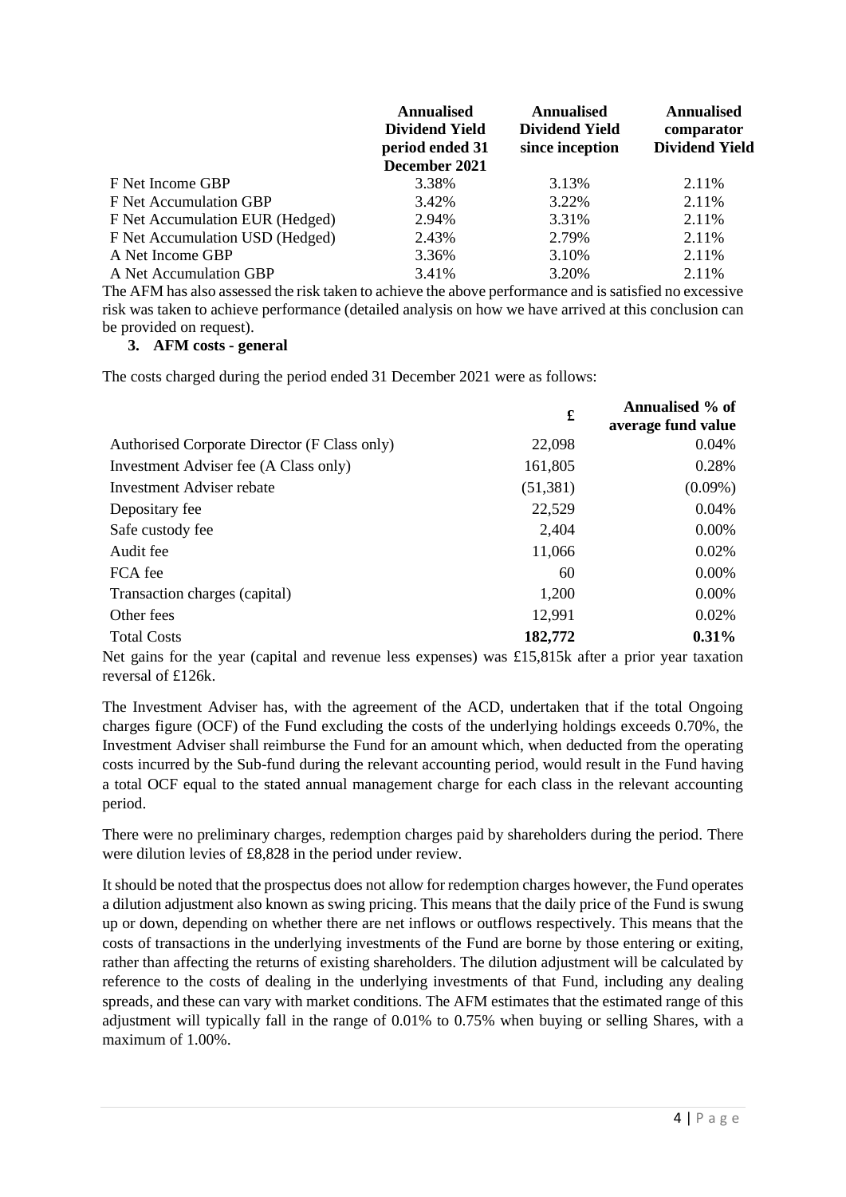| | Annualised Dividend Yield period ended 31 December 2021 | Annualised Dividend Yield since inception | Annualised comparator Dividend Yield |
|---|---|---|---|
| F Net Income GBP | 3.38% | 3.13% | 2.11% |
| F Net Accumulation GBP | 3.42% | 3.22% | 2.11% |
| F Net Accumulation EUR (Hedged) | 2.94% | 3.31% | 2.11% |
| F Net Accumulation USD (Hedged) | 2.43% | 2.79% | 2.11% |
| A Net Income GBP | 3.36% | 3.10% | 2.11% |
| A Net Accumulation GBP | 3.41% | 3.20% | 2.11% |

The AFM has also assessed the risk taken to achieve the above performance and is satisfied no excessive risk was taken to achieve performance (detailed analysis on how we have arrived at this conclusion can be provided on request).

### 3. AFM costs - general

The costs charged during the period ended 31 December 2021 were as follows:

| | £ | Annualised % of average fund value |
|---|---|---|
| Authorised Corporate Director (F Class only) | 22,098 | 0.04% |
| Investment Adviser fee (A Class only) | 161,805 | 0.28% |
| Investment Adviser rebate | (51,381) | (0.09%) |
| Depositary fee | 22,529 | 0.04% |
| Safe custody fee | 2,404 | 0.00% |
| Audit fee | 11,066 | 0.02% |
| FCA fee | 60 | 0.00% |
| Transaction charges (capital) | 1,200 | 0.00% |
| Other fees | 12,991 | 0.02% |
| Total Costs | **182,772** | **0.31%** |

Net gains for the year (capital and revenue less expenses) was £15,815k after a prior year taxation reversal of £126k.

The Investment Adviser has, with the agreement of the ACD, undertaken that if the total Ongoing charges figure (OCF) of the Fund excluding the costs of the underlying holdings exceeds 0.70%, the Investment Adviser shall reimburse the Fund for an amount which, when deducted from the operating costs incurred by the Sub-fund during the relevant accounting period, would result in the Fund having a total OCF equal to the stated annual management charge for each class in the relevant accounting period.

There were no preliminary charges, redemption charges paid by shareholders during the period. There were dilution levies of £8,828 in the period under review.

It should be noted that the prospectus does not allow for redemption charges however, the Fund operates a dilution adjustment also known as swing pricing. This means that the daily price of the Fund is swung up or down, depending on whether there are net inflows or outflows respectively. This means that the costs of transactions in the underlying investments of the Fund are borne by those entering or exiting, rather than affecting the returns of existing shareholders. The dilution adjustment will be calculated by reference to the costs of dealing in the underlying investments of that Fund, including any dealing spreads, and these can vary with market conditions. The AFM estimates that the estimated range of this adjustment will typically fall in the range of 0.01% to 0.75% when buying or selling Shares, with a maximum of 1.00%.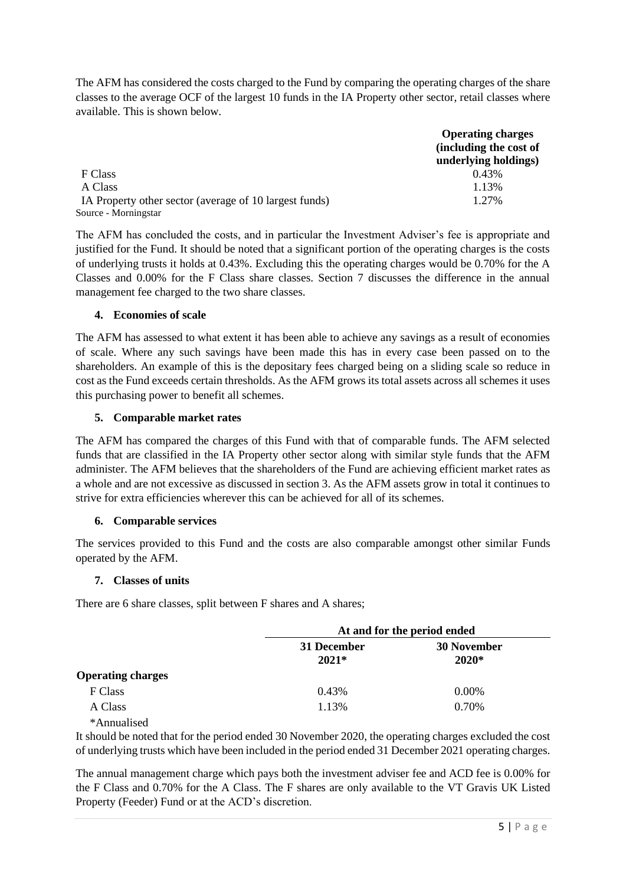The AFM has considered the costs charged to the Fund by comparing the operating charges of the share classes to the average OCF of the largest 10 funds in the IA Property other sector, retail classes where available. This is shown below.

| | Operating charges (including the cost of underlying holdings) |
|---|---|
| F Class | 0.43% |
| A Class | 1.13% |
| IA Property other sector (average of 10 largest funds) | 1.27% |

Source - Morningstar

The AFM has concluded the costs, and in particular the Investment Adviser's fee is appropriate and justified for the Fund. It should be noted that a significant portion of the operating charges is the costs of underlying trusts it holds at 0.43%. Excluding this the operating charges would be 0.70% for the A Classes and 0.00% for the F Class share classes. Section 7 discusses the difference in the annual management fee charged to the two share classes.

### 4. Economies of scale

The AFM has assessed to what extent it has been able to achieve any savings as a result of economies of scale. Where any such savings have been made this has in every case been passed on to the shareholders. An example of this is the depositary fees charged being on a sliding scale so reduce in cost as the Fund exceeds certain thresholds. As the AFM grows its total assets across all schemes it uses this purchasing power to benefit all schemes.

### 5. Comparable market rates

The AFM has compared the charges of this Fund with that of comparable funds. The AFM selected funds that are classified in the IA Property other sector along with similar style funds that the AFM administer. The AFM believes that the shareholders of the Fund are achieving efficient market rates as a whole and are not excessive as discussed in section 3. As the AFM assets grow in total it continues to strive for extra efficiencies wherever this can be achieved for all of its schemes.

### 6. Comparable services

The services provided to this Fund and the costs are also comparable amongst other similar Funds operated by the AFM.

### 7. Classes of units

There are 6 share classes, split between F shares and A shares;

| | At and for the period ended | |
|---|---|---|
| | 31 December 2021* | 30 November 2020* |
| **Operating charges** | | |
| F Class | 0.43% | 0.00% |
| A Class | 1.13% | 0.70% |

*Annualised

It should be noted that for the period ended 30 November 2020, the operating charges excluded the cost of underlying trusts which have been included in the period ended 31 December 2021 operating charges.

The annual management charge which pays both the investment adviser fee and ACD fee is 0.00% for the F Class and 0.70% for the A Class. The F shares are only available to the VT Gravis UK Listed Property (Feeder) Fund or at the ACD's discretion.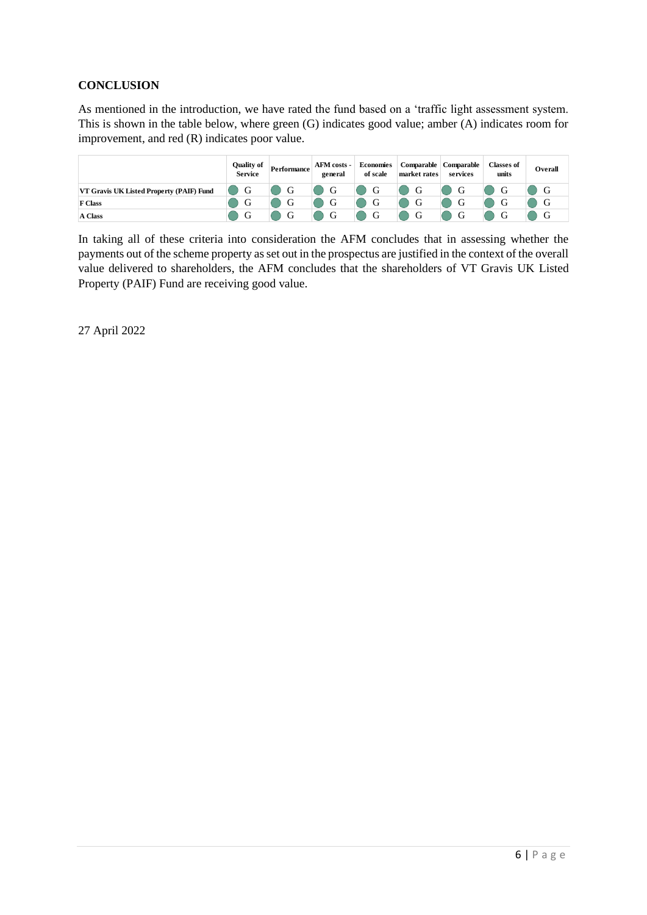**CONCLUSION**

As mentioned in the introduction, we have rated the fund based on a 'traffic light assessment system. This is shown in the table below, where green (G) indicates good value; amber (A) indicates room for improvement, and red (R) indicates poor value.

| | Quality of Service | Performance | AFM costs - general | Economies of scale | Comparable market rates | Comparable services | Classes of units | Overall |
|---|---|---|---|---|---|---|---|---|
| **VT Gravis UK Listed Property (PAIF) Fund** | G | G | G | G | G | G | G | G |
| **F Class** | G | G | G | G | G | G | G | G |
| **A Class** | G | G | G | G | G | G | G | G |

In taking all of these criteria into consideration the AFM concludes that in assessing whether the payments out of the scheme property as set out in the prospectus are justified in the context of the overall value delivered to shareholders, the AFM concludes that the shareholders of VT Gravis UK Listed Property (PAIF) Fund are receiving good value.

27 April 2022